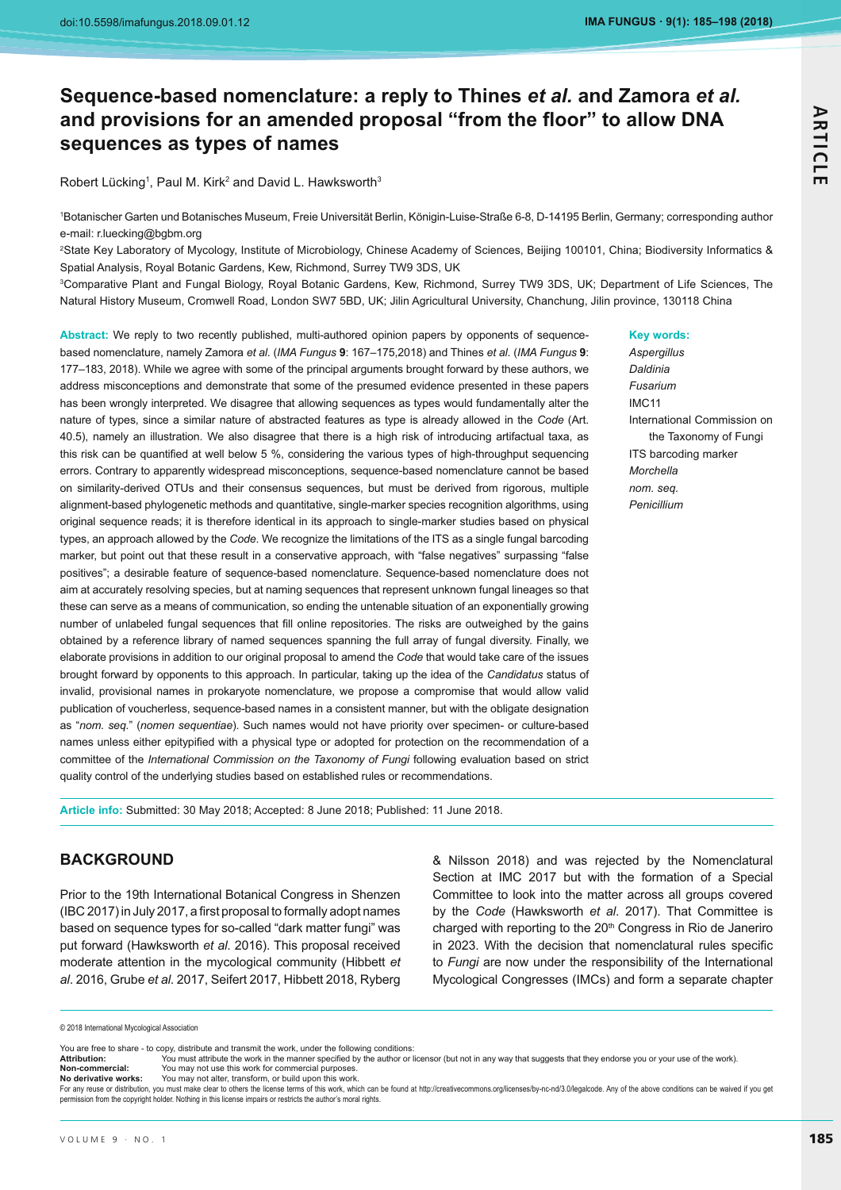# Sequence-based nomenclature: a reply to Thines *et al.* and Zamora *et al.* and provisions for an amended proposal "from the floor" to allow DNA sequences as types of names

Robert Lücking[1], Paul M. Kirk[2] and David L. Hawksworth[3]

[1]Botanischer Garten und Botanisches Museum, Freie Universität Berlin, Königin-Luise-Straße 6-8, D-14195 Berlin, Germany; corresponding author e-mail: r.luecking@bgbm.org

[2]State Key Laboratory of Mycology, Institute of Microbiology, Chinese Academy of Sciences, Beijing 100101, China; Biodiversity Informatics & Spatial Analysis, Royal Botanic Gardens, Kew, Richmond, Surrey TW9 3DS, UK

[3]Comparative Plant and Fungal Biology, Royal Botanic Gardens, Kew, Richmond, Surrey TW9 3DS, UK; Department of Life Sciences, The Natural History Museum, Cromwell Road, London SW7 5BD, UK; Jilin Agricultural University, Chanchung, Jilin province, 130118 China

**Abstract:** We reply to two recently published, multi-authored opinion papers by opponents of sequence-based nomenclature, namely Zamora *et al.* (*IMA Fungus* **9**: 167–175,2018) and Thines *et al.* (*IMA Fungus* **9**: 177–183, 2018). While we agree with some of the principal arguments brought forward by these authors, we address misconceptions and demonstrate that some of the presumed evidence presented in these papers has been wrongly interpreted. We disagree that allowing sequences as types would fundamentally alter the nature of types, since a similar nature of abstracted features as type is already allowed in the *Code* (Art. 40.5), namely an illustration. We also disagree that there is a high risk of introducing artifactual taxa, as this risk can be quantified at well below 5 %, considering the various types of high-throughput sequencing errors. Contrary to apparently widespread misconceptions, sequence-based nomenclature cannot be based on similarity-derived OTUs and their consensus sequences, but must be derived from rigorous, multiple alignment-based phylogenetic methods and quantitative, single-marker species recognition algorithms, using original sequence reads; it is therefore identical in its approach to single-marker studies based on physical types, an approach allowed by the *Code*. We recognize the limitations of the ITS as a single fungal barcoding marker, but point out that these result in a conservative approach, with "false negatives" surpassing "false positives"; a desirable feature of sequence-based nomenclature. Sequence-based nomenclature does not aim at accurately resolving species, but at naming sequences that represent unknown fungal lineages so that these can serve as a means of communication, so ending the untenable situation of an exponentially growing number of unlabeled fungal sequences that fill online repositories. The risks are outweighed by the gains obtained by a reference library of named sequences spanning the full array of fungal diversity. Finally, we elaborate provisions in addition to our original proposal to amend the *Code* that would take care of the issues brought forward by opponents to this approach. In particular, taking up the idea of the *Candidatus* status of invalid, provisional names in prokaryote nomenclature, we propose a compromise that would allow valid publication of voucherless, sequence-based names in a consistent manner, but with the obligate designation as "*nom. seq.*" (*nomen sequentiae*). Such names would not have priority over specimen- or culture-based names unless either epitypified with a physical type or adopted for protection on the recommendation of a committee of the *International Commission on the Taxonomy of Fungi* following evaluation based on strict quality control of the underlying studies based on established rules or recommendations.

**Key words:**
*Aspergillus*
*Daldinia*
*Fusarium*
IMC11
International Commission on the Taxonomy of Fungi
ITS barcoding marker
*Morchella*
*nom. seq.*
*Penicillium*

**Article info:** Submitted: 30 May 2018; Accepted: 8 June 2018; Published: 11 June 2018.

## BACKGROUND

Prior to the 19th International Botanical Congress in Shenzen (IBC 2017) in July 2017, a first proposal to formally adopt names based on sequence types for so-called "dark matter fungi" was put forward (Hawksworth *et al*. 2016). This proposal received moderate attention in the mycological community (Hibbett *et al*. 2016, Grube *et al*. 2017, Seifert 2017, Hibbett 2018, Ryberg & Nilsson 2018) and was rejected by the Nomenclatural Section at IMC 2017 but with the formation of a Special Committee to look into the matter across all groups covered by the *Code* (Hawksworth *et al*. 2017). That Committee is charged with reporting to the 20th Congress in Rio de Janeiro in 2023. With the decision that nomenclatural rules specific to *Fungi* are now under the responsibility of the International Mycological Congresses (IMCs) and form a separate chapter

© 2018 International Mycological Association

You are free to share - to copy, distribute and transmit the work, under the following conditions:
**Attribution:** You must attribute the work in the manner specified by the author or licensor (but not in any way that suggests that they endorse you or your use of the work).
**Non-commercial:** You may not use this work for commercial purposes.
**No derivative works:** You may not alter, transform, or build upon this work.
For any reuse or distribution, you must make clear to others the license terms of this work, which can be found at http://creativecommons.org/licenses/by-nc-nd/3.0/legalcode. Any of the above conditions can be waived if you get permission from the copyright holder. Nothing in this license impairs or restricts the author's moral rights.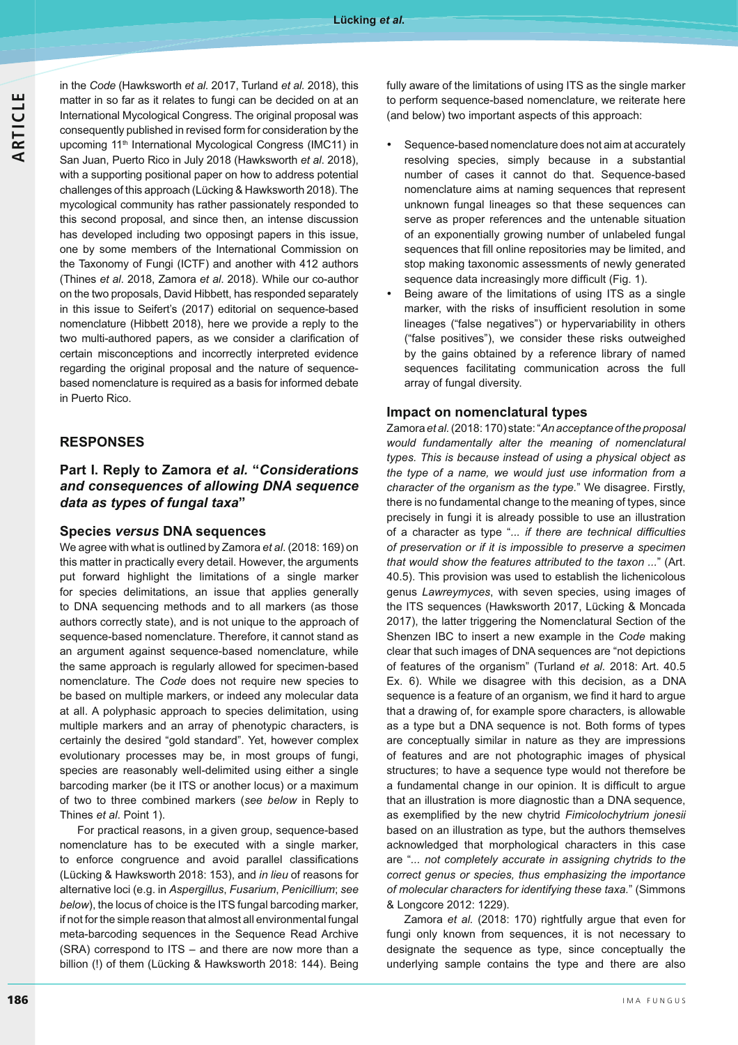in the *Code* (Hawksworth *et al.* 2017, Turland *et al.* 2018), this matter in so far as it relates to fungi can be decided on at an International Mycological Congress. The original proposal was consequently published in revised form for consideration by the upcoming 11th International Mycological Congress (IMC11) in San Juan, Puerto Rico in July 2018 (Hawksworth *et al.* 2018), with a supporting positional paper on how to address potential challenges of this approach (Lücking & Hawksworth 2018). The mycological community has rather passionately responded to this second proposal, and since then, an intense discussion has developed including two opposingt papers in this issue, one by some members of the International Commission on the Taxonomy of Fungi (ICTF) and another with 412 authors (Thines *et al*. 2018, Zamora *et al*. 2018). While our co-author on the two proposals, David Hibbett, has responded separately in this issue to Seifert's (2017) editorial on sequence-based nomenclature (Hibbett 2018), here we provide a reply to the two multi-authored papers, as we consider a clarification of certain misconceptions and incorrectly interpreted evidence regarding the original proposal and the nature of sequence-based nomenclature is required as a basis for informed debate in Puerto Rico.

## RESPONSES

### Part I. Reply to Zamora *et al.* "*Considerations and consequences of allowing DNA sequence data as types of fungal taxa*"

#### Species *versus* DNA sequences

We agree with what is outlined by Zamora *et al*. (2018: 169) on this matter in practically every detail. However, the arguments put forward highlight the limitations of a single marker for species delimitations, an issue that applies generally to DNA sequencing methods and to all markers (as those authors correctly state), and is not unique to the approach of sequence-based nomenclature. Therefore, it cannot stand as an argument against sequence-based nomenclature, while the same approach is regularly allowed for specimen-based nomenclature. The *Code* does not require new species to be based on multiple markers, or indeed any molecular data at all. A polyphasic approach to species delimitation, using multiple markers and an array of phenotypic characters, is certainly the desired "gold standard". Yet, however complex evolutionary processes may be, in most groups of fungi, species are reasonably well-delimited using either a single barcoding marker (be it ITS or another locus) or a maximum of two to three combined markers (*see below* in Reply to Thines *et al*. Point 1).

For practical reasons, in a given group, sequence-based nomenclature has to be executed with a single marker, to enforce congruence and avoid parallel classifications (Lücking & Hawksworth 2018: 153), and *in lieu* of reasons for alternative loci (e.g. in *Aspergillus*, *Fusarium*, *Penicillium*; *see below*), the locus of choice is the ITS fungal barcoding marker, if not for the simple reason that almost all environmental fungal meta-barcoding sequences in the Sequence Read Archive (SRA) correspond to ITS – and there are now more than a billion (!) of them (Lücking & Hawksworth 2018: 144). Being fully aware of the limitations of using ITS as the single marker to perform sequence-based nomenclature, we reiterate here (and below) two important aspects of this approach:

- Sequence-based nomenclature does not aim at accurately resolving species, simply because in a substantial number of cases it cannot do that. Sequence-based nomenclature aims at naming sequences that represent unknown fungal lineages so that these sequences can serve as proper references and the untenable situation of an exponentially growing number of unlabeled fungal sequences that fill online repositories may be limited, and stop making taxonomic assessments of newly generated sequence data increasingly more difficult (Fig. 1).
- Being aware of the limitations of using ITS as a single marker, with the risks of insufficient resolution in some lineages ("false negatives") or hypervariability in others ("false positives"), we consider these risks outweighed by the gains obtained by a reference library of named sequences facilitating communication across the full array of fungal diversity.

#### Impact on nomenclatural types

Zamora *et al.* (2018: 170) state: "*An acceptance of the proposal would fundamentally alter the meaning of nomenclatural types. This is because instead of using a physical object as the type of a name, we would just use information from a character of the organism as the type.*" We disagree. Firstly, there is no fundamental change to the meaning of types, since precisely in fungi it is already possible to use an illustration of a character as type "*... if there are technical difficulties of preservation or if it is impossible to preserve a specimen that would show the features attributed to the taxon ...*" (Art. 40.5). This provision was used to establish the lichenicolous genus *Lawreymyces*, with seven species, using images of the ITS sequences (Hawksworth 2017, Lücking & Moncada 2017), the latter triggering the Nomenclatural Section of the Shenzen IBC to insert a new example in the *Code* making clear that such images of DNA sequences are "not depictions of features of the organism" (Turland *et al.* 2018: Art. 40.5 Ex. 6). While we disagree with this decision, as a DNA sequence is a feature of an organism, we find it hard to argue that a drawing of, for example spore characters, is allowable as a type but a DNA sequence is not. Both forms of types are conceptually similar in nature as they are impressions of features and are not photographic images of physical structures; to have a sequence type would not therefore be a fundamental change in our opinion. It is difficult to argue that an illustration is more diagnostic than a DNA sequence, as exemplified by the new chytrid *Fimicolochytrium jonesii* based on an illustration as type, but the authors themselves acknowledged that morphological characters in this case are "*... not completely accurate in assigning chytrids to the correct genus or species, thus emphasizing the importance of molecular characters for identifying these taxa.*" (Simmons & Longcore 2012: 1229).

Zamora *et al.* (2018: 170) rightfully argue that even for fungi only known from sequences, it is not necessary to designate the sequence as type, since conceptually the underlying sample contains the type and there are also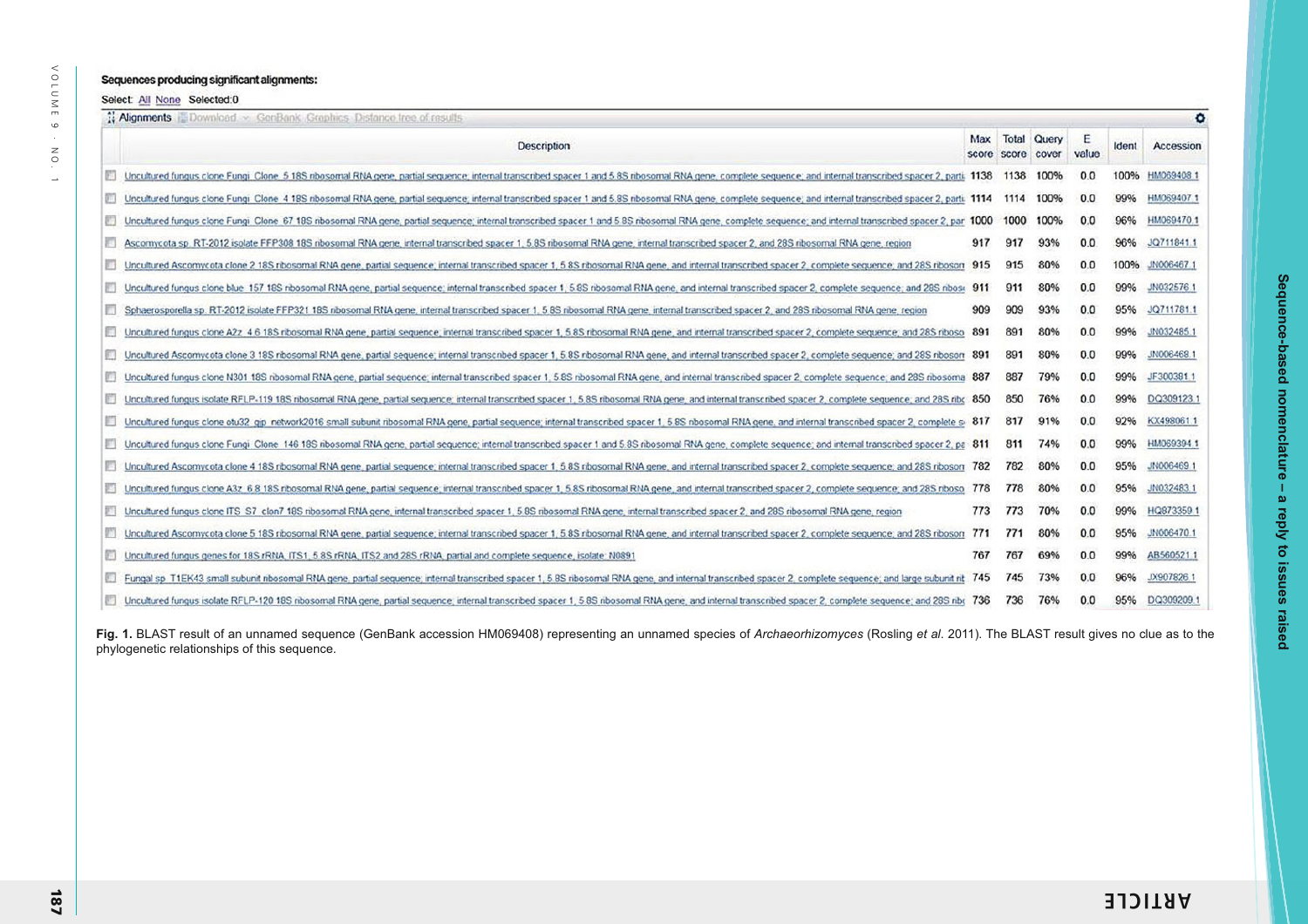**Sequences producing significant alignments:**

Select: All None Selected:0

Alignments Download GenBank Graphics Distance tree of results

| | Description | Max score | Total score | Query cover | E value | Ident | Accession |
|---|---|---|---|---|---|---|---|
| | Uncultured fungus clone Fungi_Clone_5 18S ribosomal RNA gene, partial sequence; internal transcribed spacer 1 and 5.8S ribosomal RNA gene, complete sequence; and internal transcribed spacer 2, parti | 1138 | 1138 | 100% | 0.0 | 100% | HM069408.1 |
| | Uncultured fungus clone Fungi_Clone_4 18S ribosomal RNA gene, partial sequence; internal transcribed spacer 1 and 5.8S ribosomal RNA gene, complete sequence; and internal transcribed spacer 2, parti | 1114 | 1114 | 100% | 0.0 | 99% | HM069407.1 |
| | Uncultured fungus clone Fungi_Clone_67 18S ribosomal RNA gene, partial sequence; internal transcribed spacer 1 and 5.8S ribosomal RNA gene, complete sequence; and internal transcribed spacer 2, par | 1000 | 1000 | 100% | 0.0 | 96% | HM069470.1 |
| | Ascomycota sp. RT-2012 isolate FFP308 18S ribosomal RNA gene, internal transcribed spacer 1, 5.8S ribosomal RNA gene, internal transcribed spacer 2, and 28S ribosomal RNA gene, region | 917 | 917 | 93% | 0.0 | 96% | JQ711841.1 |
| | Uncultured Ascomycota clone 2 18S ribosomal RNA gene, partial sequence; internal transcribed spacer 1, 5.8S ribosomal RNA gene, and internal transcribed spacer 2, complete sequence; and 28S ribosom | 915 | 915 | 80% | 0.0 | 100% | JN006467.1 |
| | Uncultured fungus clone blue_157 18S ribosomal RNA gene, partial sequence; internal transcribed spacer 1, 5.8S ribosomal RNA gene, and internal transcribed spacer 2, complete sequence; and 28S ribos | 911 | 911 | 80% | 0.0 | 99% | JN032576.1 |
| | Sphaerosporella sp. RT-2012 isolate FFP321 18S ribosomal RNA gene, internal transcribed spacer 1, 5.8S ribosomal RNA gene, internal transcribed spacer 2, and 28S ribosomal RNA gene, region | 909 | 909 | 93% | 0.0 | 95% | JQ711781.1 |
| | Uncultured fungus clone A2z_4.6 18S ribosomal RNA gene, partial sequence; internal transcribed spacer 1, 5.8S ribosomal RNA gene, and internal transcribed spacer 2, complete sequence; and 28S riboso | 891 | 891 | 80% | 0.0 | 99% | JN032485.1 |
| | Uncultured Ascomycota clone 3 18S ribosomal RNA gene, partial sequence; internal transcribed spacer 1, 5.8S ribosomal RNA gene, and internal transcribed spacer 2, complete sequence; and 28S ribosom | 891 | 891 | 80% | 0.0 | 99% | JN006468.1 |
| | Uncultured fungus clone N301 18S ribosomal RNA gene, partial sequence; internal transcribed spacer 1, 5.8S ribosomal RNA gene, and internal transcribed spacer 2, complete sequence; and 28S ribosoma | 887 | 887 | 79% | 0.0 | 99% | JF300381.1 |
| | Uncultured fungus isolate RFLP-119 18S ribosomal RNA gene, partial sequence; internal transcribed spacer 1, 5.8S ribosomal RNA gene, and internal transcribed spacer 2, complete sequence; and 28S ribc | 850 | 850 | 76% | 0.0 | 99% | DQ309123.1 |
| | Uncultured fungus clone otu32_gjp_network2016 small subunit ribosomal RNA gene, partial sequence; internal transcribed spacer 1, 5.8S ribosomal RNA gene, and internal transcribed spacer 2, complete s | 817 | 817 | 91% | 0.0 | 92% | KX498061.1 |
| | Uncultured fungus clone Fungi_Clone_146 18S ribosomal RNA gene, partial sequence; internal transcribed spacer 1 and 5.8S ribosomal RNA gene, complete sequence; and internal transcribed spacer 2, pa | 811 | 811 | 74% | 0.0 | 99% | HM069394.1 |
| | Uncultured Ascomycota clone 4 18S ribosomal RNA gene, partial sequence; internal transcribed spacer 1, 5.8S ribosomal RNA gene, and internal transcribed spacer 2, complete sequence; and 28S ribosom | 782 | 782 | 80% | 0.0 | 95% | JN006469.1 |
| | Uncultured fungus clone A3z_6.8 18S ribosomal RNA gene, partial sequence; internal transcribed spacer 1, 5.8S ribosomal RNA gene, and internal transcribed spacer 2, complete sequence; and 28S riboso | 778 | 778 | 80% | 0.0 | 95% | JN032483.1 |
| | Uncultured fungus clone ITS_S7_clon7 18S ribosomal RNA gene, internal transcribed spacer 1, 5.8S ribosomal RNA gene, internal transcribed spacer 2, and 28S ribosomal RNA gene, region | 773 | 773 | 70% | 0.0 | 99% | HQ873359.1 |
| | Uncultured Ascomycota clone 5 18S ribosomal RNA gene, partial sequence; internal transcribed spacer 1, 5.8S ribosomal RNA gene, and internal transcribed spacer 2, complete sequence; and 28S ribosom | 771 | 771 | 80% | 0.0 | 95% | JN006470.1 |
| | Uncultured fungus genes for 18S rRNA, ITS1, 5.8S rRNA, ITS2 and 28S rRNA, partial and complete sequence, isolate: N0891 | 767 | 767 | 69% | 0.0 | 99% | AB560521.1 |
| | Fungal sp. T1EK43 small subunit ribosomal RNA gene, partial sequence; internal transcribed spacer 1, 5.8S ribosomal RNA gene, and internal transcribed spacer 2, complete sequence; and large subunit rit | 745 | 745 | 73% | 0.0 | 96% | JX907826.1 |
| | Uncultured fungus isolate RFLP-120 18S ribosomal RNA gene, partial sequence; internal transcribed spacer 1, 5.8S ribosomal RNA gene, and internal transcribed spacer 2, complete sequence; and 28S ribc | 736 | 736 | 76% | 0.0 | 95% | DQ309209.1 |

**Fig. 1.** BLAST result of an unnamed sequence (GenBank accession HM069408) representing an unnamed species of *Archaeorhizomyces* (Rosling *et al.* 2011). The BLAST result gives no clue as to the phylogenetic relationships of this sequence.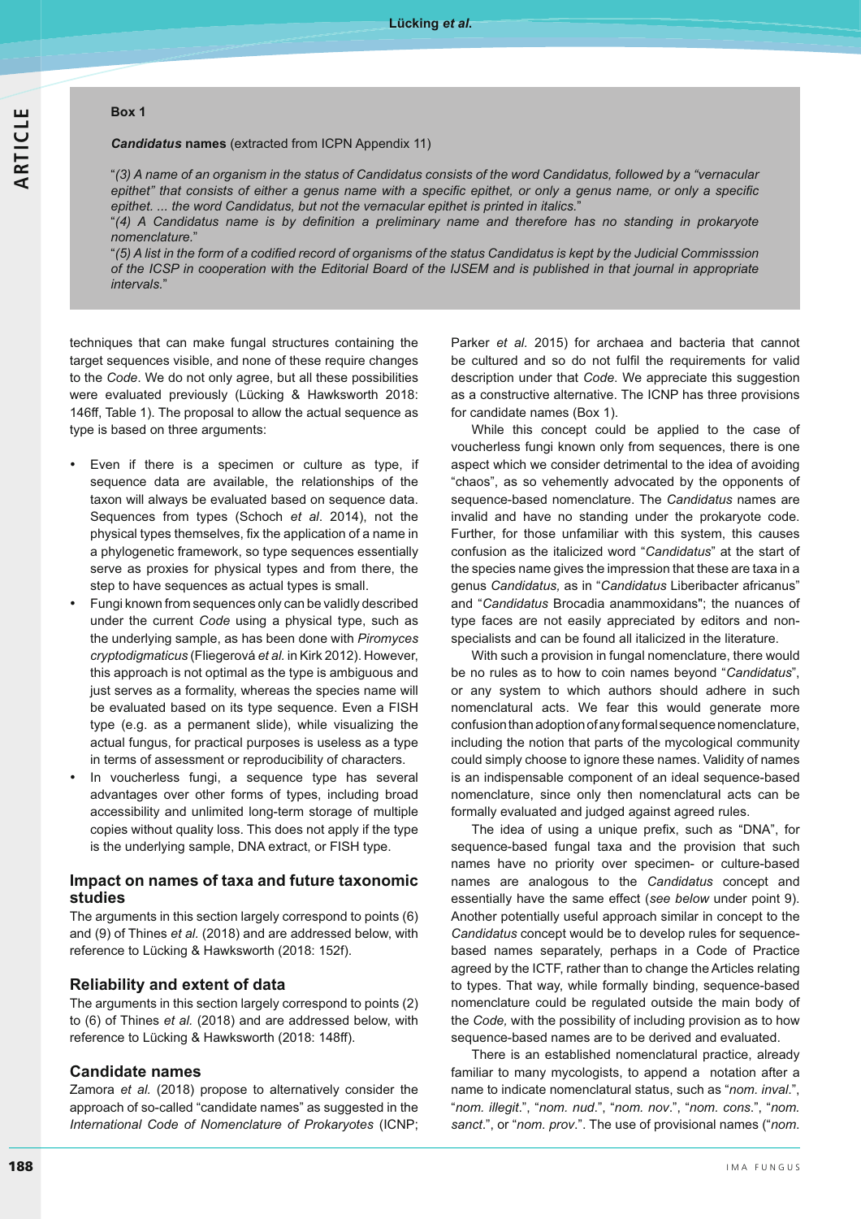**Box 1**

***Candidatus* names** (extracted from ICPN Appendix 11)

"*(3) A name of an organism in the status of Candidatus consists of the word Candidatus, followed by a "vernacular epithet" that consists of either a genus name with a specific epithet, or only a genus name, or only a specific epithet. ... the word Candidatus, but not the vernacular epithet is printed in italics.*"

"*(4) A Candidatus name is by definition a preliminary name and therefore has no standing in prokaryote nomenclature.*"

"*(5) A list in the form of a codified record of organisms of the status Candidatus is kept by the Judicial Commisssion of the ICSP in cooperation with the Editorial Board of the IJSEM and is published in that journal in appropriate intervals.*"

techniques that can make fungal structures containing the target sequences visible, and none of these require changes to the *Code*. We do not only agree, but all these possibilities were evaluated previously (Lücking & Hawksworth 2018: 146ff, Table 1). The proposal to allow the actual sequence as type is based on three arguments:

- Even if there is a specimen or culture as type, if sequence data are available, the relationships of the taxon will always be evaluated based on sequence data. Sequences from types (Schoch *et al*. 2014), not the physical types themselves, fix the application of a name in a phylogenetic framework, so type sequences essentially serve as proxies for physical types and from there, the step to have sequences as actual types is small.
- Fungi known from sequences only can be validly described under the current *Code* using a physical type, such as the underlying sample, as has been done with *Piromyces cryptodigmaticus* (Fliegerová *et al*. in Kirk 2012). However, this approach is not optimal as the type is ambiguous and just serves as a formality, whereas the species name will be evaluated based on its type sequence. Even a FISH type (e.g. as a permanent slide), while visualizing the actual fungus, for practical purposes is useless as a type in terms of assessment or reproducibility of characters.
- In voucherless fungi, a sequence type has several advantages over other forms of types, including broad accessibility and unlimited long-term storage of multiple copies without quality loss. This does not apply if the type is the underlying sample, DNA extract, or FISH type.

## Impact on names of taxa and future taxonomic studies

The arguments in this section largely correspond to points (6) and (9) of Thines *et al.* (2018) and are addressed below, with reference to Lücking & Hawksworth (2018: 152f).

## Reliability and extent of data

The arguments in this section largely correspond to points (2) to (6) of Thines *et al.* (2018) and are addressed below, with reference to Lücking & Hawksworth (2018: 148ff).

## Candidate names

Zamora *et al.* (2018) propose to alternatively consider the approach of so-called "candidate names" as suggested in the *International Code of Nomenclature of Prokaryotes* (ICNP; Parker *et al.* 2015) for archaea and bacteria that cannot be cultured and so do not fulfil the requirements for valid description under that *Code*. We appreciate this suggestion as a constructive alternative. The ICNP has three provisions for candidate names (Box 1).

While this concept could be applied to the case of voucherless fungi known only from sequences, there is one aspect which we consider detrimental to the idea of avoiding "chaos", as so vehemently advocated by the opponents of sequence-based nomenclature. The *Candidatus* names are invalid and have no standing under the prokaryote code. Further, for those unfamiliar with this system, this causes confusion as the italicized word "*Candidatus*" at the start of the species name gives the impression that these are taxa in a genus *Candidatus,* as in "*Candidatus* Liberibacter africanus" and "*Candidatus* Brocadia anammoxidans"; the nuances of type faces are not easily appreciated by editors and non-specialists and can be found all italicized in the literature.

With such a provision in fungal nomenclature, there would be no rules as to how to coin names beyond "*Candidatus*", or any system to which authors should adhere in such nomenclatural acts. We fear this would generate more confusion than adoption of any formal sequence nomenclature, including the notion that parts of the mycological community could simply choose to ignore these names. Validity of names is an indispensable component of an ideal sequence-based nomenclature, since only then nomenclatural acts can be formally evaluated and judged against agreed rules.

The idea of using a unique prefix, such as "DNA", for sequence-based fungal taxa and the provision that such names have no priority over specimen- or culture-based names are analogous to the *Candidatus* concept and essentially have the same effect (*see below* under point 9). Another potentially useful approach similar in concept to the *Candidatus* concept would be to develop rules for sequence-based names separately, perhaps in a Code of Practice agreed by the ICTF, rather than to change the Articles relating to types. That way, while formally binding, sequence-based nomenclature could be regulated outside the main body of the *Code,* with the possibility of including provision as to how sequence-based names are to be derived and evaluated.

There is an established nomenclatural practice, already familiar to many mycologists, to append a notation after a name to indicate nomenclatural status, such as "*nom. inval*.", "*nom. illegit*.", "*nom. nud*.", "*nom. nov*.", "*nom. cons*.", "*nom. sanct*.", or "*nom. prov*.". The use of provisional names ("*nom.*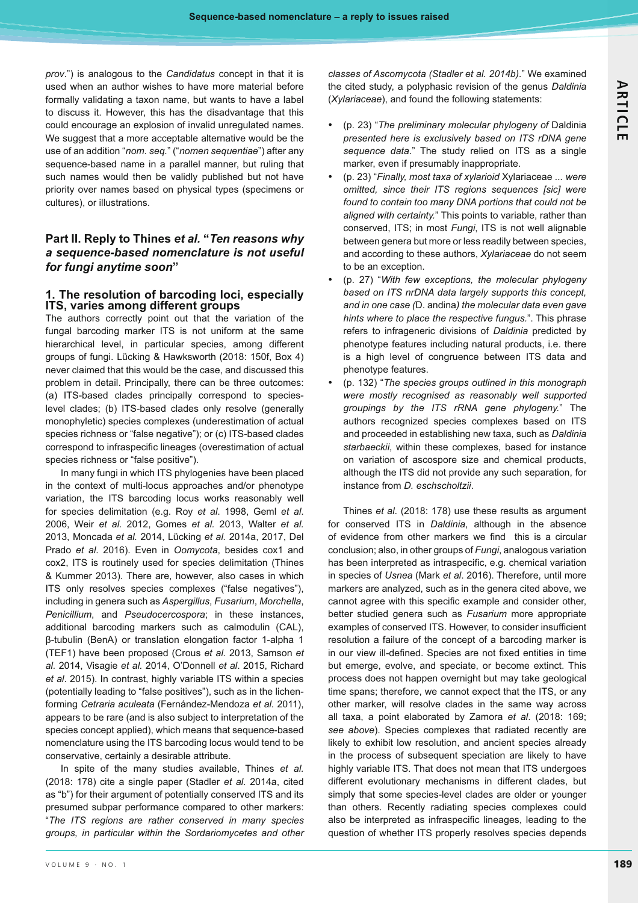*prov*.") is analogous to the *Candidatus* concept in that it is used when an author wishes to have more material before formally validating a taxon name, but wants to have a label to discuss it. However, this has the disadvantage that this could encourage an explosion of invalid unregulated names. We suggest that a more acceptable alternative would be the use of an addition "*nom. seq.*" ("*nomen sequentiae*") after any sequence-based name in a parallel manner, but ruling that such names would then be validly published but not have priority over names based on physical types (specimens or cultures), or illustrations.

## Part II. Reply to Thines *et al.* "*Ten reasons why a sequence-based nomenclature is not useful for fungi anytime soon*"

### 1. The resolution of barcoding loci, especially ITS, varies among different groups

The authors correctly point out that the variation of the fungal barcoding marker ITS is not uniform at the same hierarchical level, in particular species, among different groups of fungi. Lücking & Hawksworth (2018: 150f, Box 4) never claimed that this would be the case, and discussed this problem in detail. Principally, there can be three outcomes: (a) ITS-based clades principally correspond to species-level clades; (b) ITS-based clades only resolve (generally monophyletic) species complexes (underestimation of actual species richness or "false negative"); or (c) ITS-based clades correspond to infraspecific lineages (overestimation of actual species richness or "false positive").

In many fungi in which ITS phylogenies have been placed in the context of multi-locus approaches and/or phenotype variation, the ITS barcoding locus works reasonably well for species delimitation (e.g. Roy *et al*. 1998, Geml *et al*. 2006, Weir *et al*. 2012, Gomes *et al*. 2013, Walter *et al*. 2013, Moncada *et al*. 2014, Lücking *et al*. 2014a, 2017, Del Prado *et al*. 2016). Even in *Oomycota*, besides cox1 and cox2, ITS is routinely used for species delimitation (Thines & Kummer 2013). There are, however, also cases in which ITS only resolves species complexes ("false negatives"), including in genera such as *Aspergillus*, *Fusarium*, *Morchella*, *Penicillium*, and *Pseudocercospora*; in these instances, additional barcoding markers such as calmodulin (CAL), β-tubulin (BenA) or translation elongation factor 1-alpha 1 (TEF1) have been proposed (Crous *et al*. 2013, Samson *et al*. 2014, Visagie *et al*. 2014, O'Donnell *et al*. 2015, Richard *et al*. 2015). In contrast, highly variable ITS within a species (potentially leading to "false positives"), such as in the lichen-forming *Cetraria aculeata* (Fernández-Mendoza *et al*. 2011), appears to be rare (and is also subject to interpretation of the species concept applied), which means that sequence-based nomenclature using the ITS barcoding locus would tend to be conservative, certainly a desirable attribute.

In spite of the many studies available, Thines *et al.* (2018: 178) cite a single paper (Stadler *et al.* 2014a, cited as "b") for their argument of potentially conserved ITS and its presumed subpar performance compared to other markers: "*The ITS regions are rather conserved in many species groups, in particular within the Sordariomycetes and other classes of Ascomycota (Stadler et al. 2014b).*" We examined the cited study, a polyphasic revision of the genus *Daldinia* (*Xylariaceae*), and found the following statements:

- (p. 23) "*The preliminary molecular phylogeny of* Daldinia *presented here is exclusively based on ITS rDNA gene sequence data*." The study relied on ITS as a single marker, even if presumably inappropriate.
- (p. 23) "*Finally, most taxa of xylarioid* Xylariaceae *... were omitted, since their ITS regions sequences [sic] were found to contain too many DNA portions that could not be aligned with certainty.*" This points to variable, rather than conserved, ITS; in most *Fungi*, ITS is not well alignable between genera but more or less readily between species, and according to these authors, *Xylariaceae* do not seem to be an exception.
- (p. 27) "*With few exceptions, the molecular phylogeny based on ITS nrDNA data largely supports this concept, and in one case (*D. andina*) the molecular data even gave hints where to place the respective fungus.*". This phrase refers to infrageneric divisions of *Daldinia* predicted by phenotype features including natural products, i.e. there is a high level of congruence between ITS data and phenotype features.
- (p. 132) "*The species groups outlined in this monograph were mostly recognised as reasonably well supported groupings by the ITS rRNA gene phylogeny.*" The authors recognized species complexes based on ITS and proceeded in establishing new taxa, such as *Daldinia starbaeckii*, within these complexes, based for instance on variation of ascospore size and chemical products, although the ITS did not provide any such separation, for instance from *D. eschscholtzii*.

Thines *et al*. (2018: 178) use these results as argument for conserved ITS in *Daldinia*, although in the absence of evidence from other markers we find this is a circular conclusion; also, in other groups of *Fungi*, analogous variation has been interpreted as intraspecific, e.g. chemical variation in species of *Usnea* (Mark *et al*. 2016). Therefore, until more markers are analyzed, such as in the genera cited above, we cannot agree with this specific example and consider other, better studied genera such as *Fusarium* more appropriate examples of conserved ITS. However, to consider insufficient resolution a failure of the concept of a barcoding marker is in our view ill-defined. Species are not fixed entities in time but emerge, evolve, and speciate, or become extinct. This process does not happen overnight but may take geological time spans; therefore, we cannot expect that the ITS, or any other marker, will resolve clades in the same way across all taxa, a point elaborated by Zamora *et al*. (2018: 169; *see above*). Species complexes that radiated recently are likely to exhibit low resolution, and ancient species already in the process of subsequent speciation are likely to have highly variable ITS. That does not mean that ITS undergoes different evolutionary mechanisms in different clades, but simply that some species-level clades are older or younger than others. Recently radiating species complexes could also be interpreted as infraspecific lineages, leading to the question of whether ITS properly resolves species depends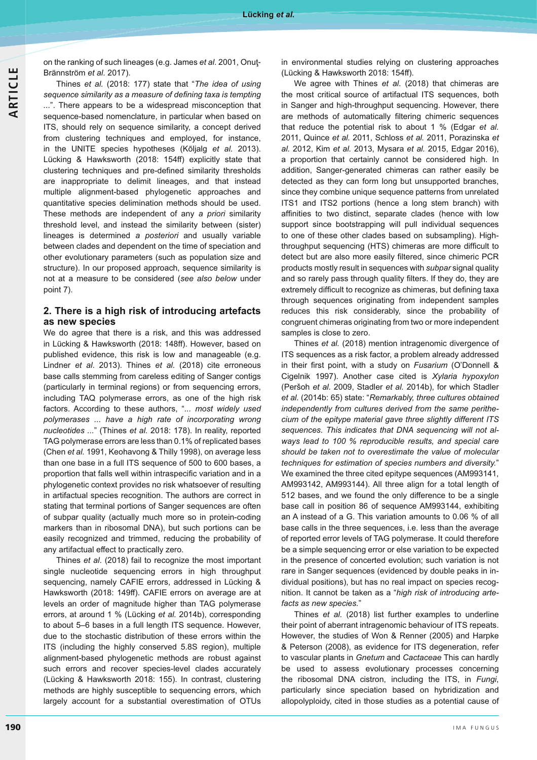on the ranking of such lineages (e.g. James *et al*. 2001, Onuț-Brännström *et al*. 2017).

Thines *et al.* (2018: 177) state that "*The idea of using sequence similarity as a measure of defining taxa is tempting ...*". There appears to be a widespread misconception that sequence-based nomenclature, in particular when based on ITS, should rely on sequence similarity, a concept derived from clustering techniques and employed, for instance, in the UNITE species hypotheses (Kõljalg *et al.* 2013). Lücking & Hawksworth (2018: 154ff) explicitly state that clustering techniques and pre-defined similarity thresholds are inappropriate to delimit lineages, and that instead multiple alignment-based phylogenetic approaches and quantitative species delimitation methods should be used. These methods are independent of any *a priori* similarity threshold level, and instead the similarity between (sister) lineages is determined *a posteriori* and usually variable between clades and dependent on the time of speciation and other evolutionary parameters (such as population size and structure). In our proposed approach, sequence similarity is not at a measure to be considered (*see also below* under point 7).

## 2. There is a high risk of introducing artefacts as new species

We do agree that there is a risk, and this was addressed in Lücking & Hawksworth (2018: 148ff). However, based on published evidence, this risk is low and manageable (e.g. Lindner *et al*. 2013). Thines *et al.* (2018) cite erroneous base calls stemming from careless editing of Sanger contigs (particularly in terminal regions) or from sequencing errors, including TAQ polymerase errors, as one of the high risk factors. According to these authors, "*... most widely used polymerases ... have a high rate of incorporating wrong nucleotides ...*" (Thines *et al*. 2018: 178). In reality, reported TAG polymerase errors are less than 0.1% of replicated bases (Chen *et al.* 1991, Keohavong & Thilly 1998), on average less than one base in a full ITS sequence of 500 to 600 bases, a proportion that falls well within intraspecific variation and in a phylogenetic context provides no risk whatsoever of resulting in artifactual species recognition. The authors are correct in stating that terminal portions of Sanger sequences are often of subpar quality (actually much more so in protein-coding markers than in ribosomal DNA), but such portions can be easily recognized and trimmed, reducing the probability of any artifactual effect to practically zero.

Thines *et al*. (2018) fail to recognize the most important single nucleotide sequencing errors in high throughput sequencing, namely CAFIE errors, addressed in Lücking & Hawksworth (2018: 149ff). CAFIE errors on average are at levels an order of magnitude higher than TAG polymerase errors, at around 1 % (Lücking *et al.* 2014b), corresponding to about 5–6 bases in a full length ITS sequence. However, due to the stochastic distribution of these errors within the ITS (including the highly conserved 5.8S region), multiple alignment-based phylogenetic methods are robust against such errors and recover species-level clades accurately (Lücking & Hawksworth 2018: 155). In contrast, clustering methods are highly susceptible to sequencing errors, which largely account for a substantial overestimation of OTUs in environmental studies relying on clustering approaches (Lücking & Hawksworth 2018: 154ff).

We agree with Thines *et al.* (2018) that chimeras are the most critical source of artifactual ITS sequences, both in Sanger and high-throughput sequencing. However, there are methods of automatically filtering chimeric sequences that reduce the potential risk to about 1 % (Edgar *et al.* 2011, Quince *et al.* 2011, Schloss *et al.* 2011, Porazinska *et al.* 2012, Kim *et al.* 2013, Mysara *et al.* 2015, Edgar 2016), a proportion that certainly cannot be considered high. In addition, Sanger-generated chimeras can rather easily be detected as they can form long but unsupported branches, since they combine unique sequence patterns from unrelated ITS1 and ITS2 portions (hence a long stem branch) with affinities to two distinct, separate clades (hence with low support since bootstrapping will pull individual sequences to one of these other clades based on subsampling). High-throughput sequencing (HTS) chimeras are more difficult to detect but are also more easily filtered, since chimeric PCR products mostly result in sequences with *subpar* signal quality and so rarely pass through quality filters. If they do, they are extremely difficult to recognize as chimeras, but defining taxa through sequences originating from independent samples reduces this risk considerably, since the probability of congruent chimeras originating from two or more independent samples is close to zero.

Thines *et al.* (2018) mention intragenomic divergence of ITS sequences as a risk factor, a problem already addressed in their first point, with a study on *Fusarium* (O'Donnell & Cigelnik 1997). Another case cited is *Xylaria hypoxylon* (Peršoh *et al.* 2009, Stadler *et al.* 2014b), for which Stadler *et al.* (2014b: 65) state: "*Remarkably, three cultures obtained independently from cultures derived from the same perithecium of the epitype material gave three slightly different ITS sequences. This indicates that DNA sequencing will not always lead to 100 % reproducible results, and special care should be taken not to overestimate the value of molecular techniques for estimation of species numbers and diversity.*" We examined the three cited epitype sequences (AM993141, AM993142, AM993144). All three align for a total length of 512 bases, and we found the only difference to be a single base call in position 86 of sequence AM993144, exhibiting an A instead of a G. This variation amounts to 0.06 % of all base calls in the three sequences, i.e. less than the average of reported error levels of TAG polymerase. It could therefore be a simple sequencing error or else variation to be expected in the presence of concerted evolution; such variation is not rare in Sanger sequences (evidenced by double peaks in individual positions), but has no real impact on species recognition. It cannot be taken as a "*high risk of introducing artefacts as new species.*"

Thines *et al.* (2018) list further examples to underline their point of aberrant intragenomic behaviour of ITS repeats. However, the studies of Won & Renner (2005) and Harpke & Peterson (2008), as evidence for ITS degeneration, refer to vascular plants in *Gnetum* and *Cactaceae* This can hardly be used to assess evolutionary processes concerning the ribosomal DNA cistron, including the ITS, in *Fungi*, particularly since speciation based on hybridization and allopolyploidy, cited in those studies as a potential cause of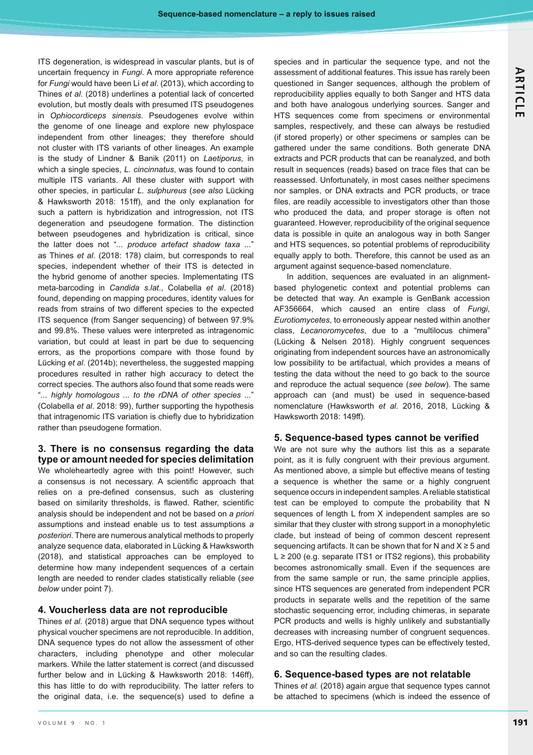ITS degeneration, is widespread in vascular plants, but is of uncertain frequency in *Fungi*. A more appropriate reference for *Fungi* would have been Li *et al*. (2013), which according to Thines *et al*. (2018) underlines a potential lack of concerted evolution, but mostly deals with presumed ITS pseudogenes in *Ophiocordiceps sinensis*. Pseudogenes evolve within the genome of one lineage and explore new phylospace independent from other lineages; they therefore should not cluster with ITS variants of other lineages. An example is the study of Lindner & Banik (2011) on *Laetiporus*, in which a single species, *L. cincinnatus*, was found to contain multiple ITS variants. All these cluster with support with other species, in particular *L. sulphureus* (*see also* Lücking & Hawksworth 2018: 151ff), and the only explanation for such a pattern is hybridization and introgression, not ITS degeneration and pseudogene formation. The distinction between pseudogenes and hybridization is critical, since the latter does not "... *produce artefact shadow taxa* ..." as Thines *et al*. (2018: 178) claim, but corresponds to real species, independent whether of their ITS is detected in the hybrid genome of another species. Implementating ITS meta-barcoding in *Candida s.lat*., Colabella *et al*. (2018) found, depending on mapping procedures, identity values for reads from strains of two different species to the expected ITS sequence (from Sanger sequencing) of between 97.9% and 99.8%. These values were interpreted as intragenomic variation, but could at least in part be due to sequencing errors, as the proportions compare with those found by Lücking *et al*. (2014b); nevertheless, the suggested mapping procedures resulted in rather high accuracy to detect the correct species. The authors also found that some reads were "... *highly homologous* ... *to the rDNA of other species* ..." (Colabella *et al*. 2018: 99), further supporting the hypothesis that intragenomic ITS variation is chiefly due to hybridization rather than pseudogene formation.

## 3. There is no consensus regarding the data type or amount needed for species delimitation

We wholeheartedly agree with this point! However, such a consensus is not necessary. A scientific approach that relies on a pre-defined consensus, such as clustering based on similarity thresholds, is flawed. Rather, scientific analysis should be independent and not be based on *a priori* assumptions and instead enable us to test assumptions *a posteriori*. There are numerous analytical methods to properly analyze sequence data, elaborated in Lücking & Hawksworth (2018), and statistical approaches can be employed to determine how many independent sequences of a certain length are needed to render clades statistically reliable (*see below* under point 7).

## 4. Voucherless data are not reproducible

Thines *et al*. (2018) argue that DNA sequence types without physical voucher specimens are not reproducible. In addition, DNA sequence types do not allow the assessment of other characters, including phenotype and other molecular markers. While the latter statement is correct (and discussed further below and in Lücking & Hawksworth 2018: 146ff), this has little to do with reproducibility. The latter refers to the original data, i.e. the sequence(s) used to define a species and in particular the sequence type, and not the assessment of additional features. This issue has rarely been questioned in Sanger sequences, although the problem of reproducibility applies equally to both Sanger and HTS data and both have analogous underlying sources. Sanger and HTS sequences come from specimens or environmental samples, respectively, and these can always be restudied (if stored properly) or other specimens or samples can be gathered under the same conditions. Both generate DNA extracts and PCR products that can be reanalyzed, and both result in sequences (reads) based on trace files that can be reassessed. Unfortunately, in most cases neither specimens nor samples, or DNA extracts and PCR products, or trace files, are readily accessible to investigators other than those who produced the data, and proper storage is often not guaranteed. However, reproducibility of the original sequence data is possible in quite an analogous way in both Sanger and HTS sequences, so potential problems of reproducibility equally apply to both. Therefore, this cannot be used as an argument against sequence-based nomenclature.

In addition, sequences are evaluated in an alignment-based phylogenetic context and potential problems can be detected that way. An example is GenBank accession AF356664, which caused an entire class of *Fungi*, *Eurotiomycetes*, to erroneously appear nested within another class, *Lecanoromycetes*, due to a "multilocus chimera" (Lücking & Nelsen 2018). Highly congruent sequences originating from independent sources have an astronomically low possibility to be artifactual, which provides a means of testing the data without the need to go back to the source and reproduce the actual sequence (*see below*). The same approach can (and must) be used in sequence-based nomenclature (Hawksworth *et al*. 2016, 2018, Lücking & Hawksworth 2018: 149ff).

## 5. Sequence-based types cannot be verified

We are not sure why the authors list this as a separate point, as it is fully congruent with their previous argument. As mentioned above, a simple but effective means of testing a sequence is whether the same or a highly congruent sequence occurs in independent samples. A reliable statistical test can be employed to compute the probability that N sequences of length L from X independent samples are so similar that they cluster with strong support in a monophyletic clade, but instead of being of common descent represent sequencing artifacts. It can be shown that for N and X ≥ 5 and L ≥ 200 (e.g. separate ITS1 or ITS2 regions), this probability becomes astronomically small. Even if the sequences are from the same sample or run, the same principle applies, since HTS sequences are generated from independent PCR products in separate wells and the repetition of the same stochastic sequencing error, including chimeras, in separate PCR products and wells is highly unlikely and substantially decreases with increasing number of congruent sequences. Ergo, HTS-derived sequence types can be effectively tested, and so can the resulting clades.

## 6. Sequence-based types are not relatable

Thines *et al.* (2018) again argue that sequence types cannot be attached to specimens (which is indeed the essence of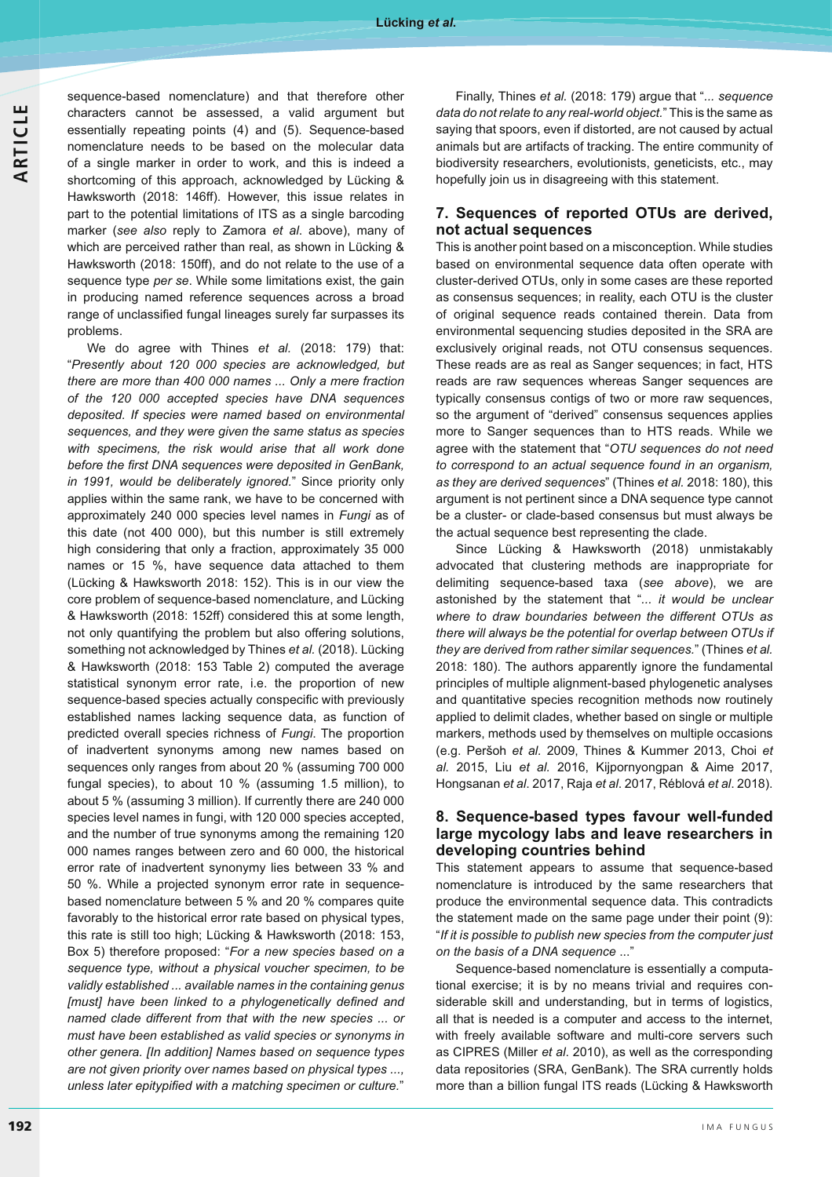sequence-based nomenclature) and that therefore other characters cannot be assessed, a valid argument but essentially repeating points (4) and (5). Sequence-based nomenclature needs to be based on the molecular data of a single marker in order to work, and this is indeed a shortcoming of this approach, acknowledged by Lücking & Hawksworth (2018: 146ff). However, this issue relates in part to the potential limitations of ITS as a single barcoding marker (*see also* reply to Zamora *et al*. above), many of which are perceived rather than real, as shown in Lücking & Hawksworth (2018: 150ff), and do not relate to the use of a sequence type *per se*. While some limitations exist, the gain in producing named reference sequences across a broad range of unclassified fungal lineages surely far surpasses its problems.

We do agree with Thines *et al.* (2018: 179) that: "*Presently about 120 000 species are acknowledged, but there are more than 400 000 names ... Only a mere fraction of the 120 000 accepted species have DNA sequences deposited. If species were named based on environmental sequences, and they were given the same status as species with specimens, the risk would arise that all work done before the first DNA sequences were deposited in GenBank, in 1991, would be deliberately ignored.*" Since priority only applies within the same rank, we have to be concerned with approximately 240 000 species level names in *Fungi* as of this date (not 400 000), but this number is still extremely high considering that only a fraction, approximately 35 000 names or 15 %, have sequence data attached to them (Lücking & Hawksworth 2018: 152). This is in our view the core problem of sequence-based nomenclature, and Lücking & Hawksworth (2018: 152ff) considered this at some length, not only quantifying the problem but also offering solutions, something not acknowledged by Thines *et al.* (2018). Lücking & Hawksworth (2018: 153 Table 2) computed the average statistical synonym error rate, i.e. the proportion of new sequence-based species actually conspecific with previously established names lacking sequence data, as function of predicted overall species richness of *Fungi*. The proportion of inadvertent synonyms among new names based on sequences only ranges from about 20 % (assuming 700 000 fungal species), to about 10 % (assuming 1.5 million), to about 5 % (assuming 3 million). If currently there are 240 000 species level names in fungi, with 120 000 species accepted, and the number of true synonyms among the remaining 120 000 names ranges between zero and 60 000, the historical error rate of inadvertent synonymy lies between 33 % and 50 %. While a projected synonym error rate in sequence-based nomenclature between 5 % and 20 % compares quite favorably to the historical error rate based on physical types, this rate is still too high; Lücking & Hawksworth (2018: 153, Box 5) therefore proposed: "*For a new species based on a sequence type, without a physical voucher specimen, to be validly established ... available names in the containing genus [must] have been linked to a phylogenetically defined and named clade different from that with the new species ... or must have been established as valid species or synonyms in other genera. [In addition] Names based on sequence types are not given priority over names based on physical types ..., unless later epitypified with a matching specimen or culture.*"

Finally, Thines *et al.* (2018: 179) argue that "*... sequence data do not relate to any real-world object.*" This is the same as saying that spoors, even if distorted, are not caused by actual animals but are artifacts of tracking. The entire community of biodiversity researchers, evolutionists, geneticists, etc., may hopefully join us in disagreeing with this statement.

## 7. Sequences of reported OTUs are derived, not actual sequences

This is another point based on a misconception. While studies based on environmental sequence data often operate with cluster-derived OTUs, only in some cases are these reported as consensus sequences; in reality, each OTU is the cluster of original sequence reads contained therein. Data from environmental sequencing studies deposited in the SRA are exclusively original reads, not OTU consensus sequences. These reads are as real as Sanger sequences; in fact, HTS reads are raw sequences whereas Sanger sequences are typically consensus contigs of two or more raw sequences, so the argument of "derived" consensus sequences applies more to Sanger sequences than to HTS reads. While we agree with the statement that "*OTU sequences do not need to correspond to an actual sequence found in an organism, as they are derived sequences*" (Thines *et al.* 2018: 180), this argument is not pertinent since a DNA sequence type cannot be a cluster- or clade-based consensus but must always be the actual sequence best representing the clade.

Since Lücking & Hawksworth (2018) unmistakably advocated that clustering methods are inappropriate for delimiting sequence-based taxa (*see above*), we are astonished by the statement that "*... it would be unclear where to draw boundaries between the different OTUs as there will always be the potential for overlap between OTUs if they are derived from rather similar sequences.*" (Thines *et al.* 2018: 180). The authors apparently ignore the fundamental principles of multiple alignment-based phylogenetic analyses and quantitative species recognition methods now routinely applied to delimit clades, whether based on single or multiple markers, methods used by themselves on multiple occasions (e.g. Peršoh *et al.* 2009, Thines & Kummer 2013, Choi *et al.* 2015, Liu *et al.* 2016, Kijpornyongpan & Aime 2017, Hongsanan *et al*. 2017, Raja *et al*. 2017, Réblová *et al*. 2018).

## 8. Sequence-based types favour well-funded large mycology labs and leave researchers in developing countries behind

This statement appears to assume that sequence-based nomenclature is introduced by the same researchers that produce the environmental sequence data. This contradicts the statement made on the same page under their point (9): "*If it is possible to publish new species from the computer just on the basis of a DNA sequence ...*"

Sequence-based nomenclature is essentially a computational exercise; it is by no means trivial and requires considerable skill and understanding, but in terms of logistics, all that is needed is a computer and access to the internet, with freely available software and multi-core servers such as CIPRES (Miller *et al*. 2010), as well as the corresponding data repositories (SRA, GenBank). The SRA currently holds more than a billion fungal ITS reads (Lücking & Hawksworth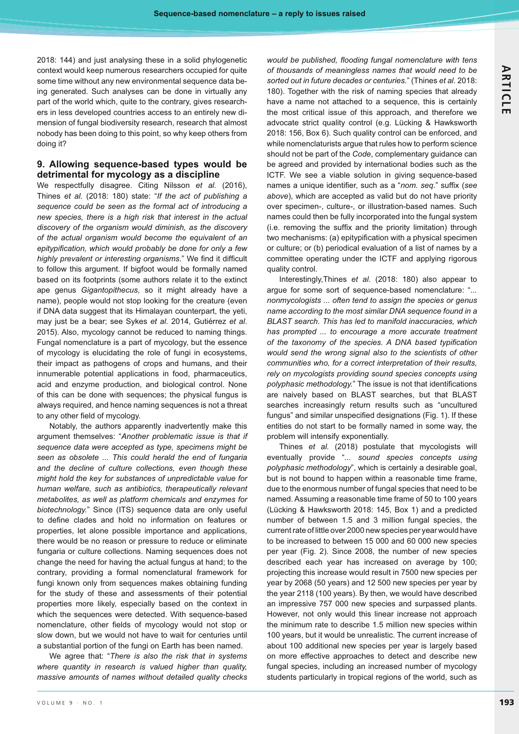2018: 144) and just analysing these in a solid phylogenetic context would keep numerous researchers occupied for quite some time without any new environmental sequence data being generated. Such analyses can be done in virtually any part of the world which, quite to the contrary, gives researchers in less developed countries access to an entirely new dimension of fungal biodiversity research, research that almost nobody has been doing to this point, so why keep others from doing it?

## 9. Allowing sequence-based types would be detrimental for mycology as a discipline

We respectfully disagree. Citing Nilsson *et al.* (2016), Thines *et al.* (2018: 180) state: "*If the act of publishing a sequence could be seen as the formal act of introducing a new species, there is a high risk that interest in the actual discovery of the organism would diminish, as the discovery of the actual organism would become the equivalent of an epitypification, which would probably be done for only a few highly prevalent or interesting organisms.*" We find it difficult to follow this argument. If bigfoot would be formally named based on its footprints (some authors relate it to the extinct ape genus *Gigantopithecus*, so it might already have a name), people would not stop looking for the creature (even if DNA data suggest that its Himalayan counterpart, the yeti, may just be a bear; see Sykes *et al*. 2014, Gutiérrez *et al.* 2015). Also, mycology cannot be reduced to naming things. Fungal nomenclature is a part of mycology, but the essence of mycology is elucidating the role of fungi in ecosystems, their impact as pathogens of crops and humans, and their innumerable potential applications in food, pharmaceutics, acid and enzyme production, and biological control. None of this can be done with sequences; the physical fungus is always required, and hence naming sequences is not a threat to any other field of mycology.

Notably, the authors apparently inadvertently make this argument themselves: "*Another problematic issue is that if sequence data were accepted as type, specimens might be seen as obsolete ... This could herald the end of fungaria and the decline of culture collections, even though these might hold the key for substances of unpredictable value for human welfare, such as antibiotics, therapeutically relevant metabolites, as well as platform chemicals and enzymes for biotechnology.*" Since (ITS) sequence data are only useful to define clades and hold no information on features or properties, let alone possible importance and applications, there would be no reason or pressure to reduce or eliminate fungaria or culture collections. Naming sequences does not change the need for having the actual fungus at hand; to the contrary, providing a formal nomenclatural framework for fungi known only from sequences makes obtaining funding for the study of these and assessments of their potential properties more likely, especially based on the context in which the sequences were detected. With sequence-based nomenclature, other fields of mycology would not stop or slow down, but we would not have to wait for centuries until a substantial portion of the fungi on Earth has been named.

We agree that: "*There is also the risk that in systems where quantity in research is valued higher than quality, massive amounts of names without detailed quality checks would be published, flooding fungal nomenclature with tens of thousands of meaningless names that would need to be sorted out in future decades or centuries.*" (Thines *et al.* 2018: 180). Together with the risk of naming species that already have a name not attached to a sequence, this is certainly the most critical issue of this approach, and therefore we advocate strict quality control (e.g. Lücking & Hawksworth 2018: 156, Box 6). Such quality control can be enforced, and while nomenclaturists argue that rules how to perform science should not be part of the *Code*, complementary guidance can be agreed and provided by international bodies such as the ICTF. We see a viable solution in giving sequence-based names a unique identifier, such as a "*nom. seq.*" suffix (*see above*), which are accepted as valid but do not have priority over specimen-, culture-, or illustration-based names. Such names could then be fully incorporated into the fungal system (i.e. removing the suffix and the priority limitation) through two mechanisms: (a) epitypification with a physical specimen or culture; or (b) periodical evaluation of a list of names by a committee operating under the ICTF and applying rigorous quality control.

Interestingly,Thines *et al.* (2018: 180) also appear to argue for some sort of sequence-based nomenclature: "*... nonmycologists ... often tend to assign the species or genus name according to the most similar DNA sequence found in a BLAST search. This has led to manifold inaccuracies, which has prompted ... to encourage a more accurate treatment of the taxonomy of the species. A DNA based typification would send the wrong signal also to the scientists of other communities who, for a correct interpretation of their results, rely on mycologists providing sound species concepts using polyphasic methodology.*" The issue is not that identifications are naively based on BLAST searches, but that BLAST searches increasingly return results such as "uncultured fungus" and similar unspecified designations (Fig. 1). If these entities do not start to be formally named in some way, the problem will intensify exponentially.

Thines *et al.* (2018) postulate that mycologists will eventually provide "*... sound species concepts using polyphasic methodology*", which is certainly a desirable goal, but is not bound to happen within a reasonable time frame, due to the enormous number of fungal species that need to be named. Assuming a reasonable time frame of 50 to 100 years (Lücking & Hawksworth 2018: 145, Box 1) and a predicted number of between 1.5 and 3 million fungal species, the current rate of little over 2000 new species per year would have to be increased to between 15 000 and 60 000 new species per year (Fig. 2). Since 2008, the number of new species described each year has increased on average by 100; projecting this increase would result in 7500 new species per year by 2068 (50 years) and 12 500 new species per year by the year 2118 (100 years). By then, we would have described an impressive 757 000 new species and surpassed plants. However, not only would this linear increase not approach the minimum rate to describe 1.5 million new species within 100 years, but it would be unrealistic. The current increase of about 100 additional new species per year is largely based on more effective approaches to detect and describe new fungal species, including an increased number of mycology students particularly in tropical regions of the world, such as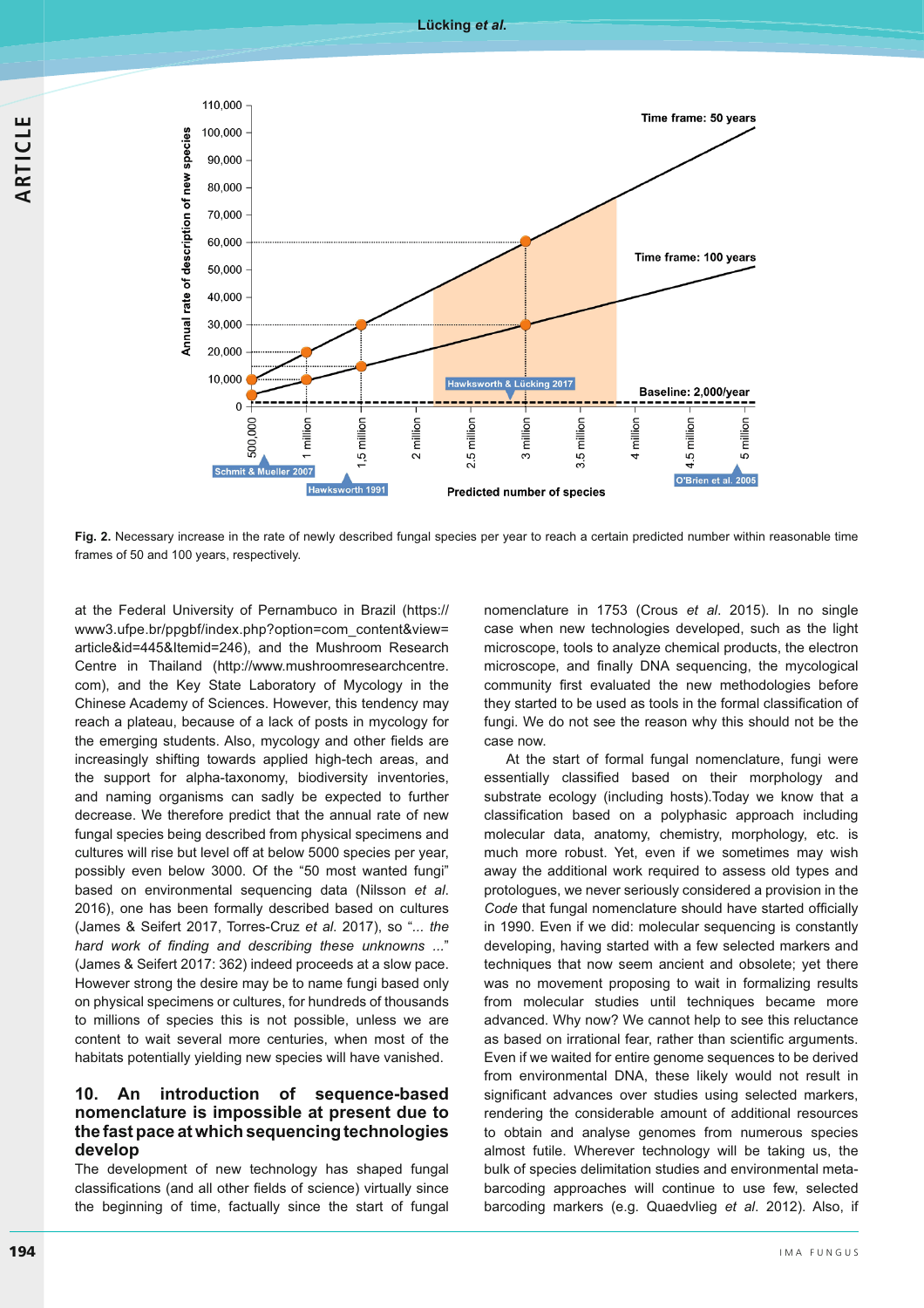**Fig. 2.** Necessary increase in the rate of newly described fungal species per year to reach a certain predicted number within reasonable time frames of 50 and 100 years, respectively.

at the Federal University of Pernambuco in Brazil (https://www3.ufpe.br/ppgbf/index.php?option=com_content&view=article&id=445&Itemid=246), and the Mushroom Research Centre in Thailand (http://www.mushroomresearchcentre.com), and the Key State Laboratory of Mycology in the Chinese Academy of Sciences. However, this tendency may reach a plateau, because of a lack of posts in mycology for the emerging students. Also, mycology and other fields are increasingly shifting towards applied high-tech areas, and the support for alpha-taxonomy, biodiversity inventories, and naming organisms can sadly be expected to further decrease. We therefore predict that the annual rate of new fungal species being described from physical specimens and cultures will rise but level off at below 5000 species per year, possibly even below 3000. Of the "50 most wanted fungi" based on environmental sequencing data (Nilsson *et al*. 2016), one has been formally described based on cultures (James & Seifert 2017, Torres-Cruz *et al*. 2017), so "... *the hard work of finding and describing these unknowns ...*" (James & Seifert 2017: 362) indeed proceeds at a slow pace. However strong the desire may be to name fungi based only on physical specimens or cultures, for hundreds of thousands to millions of species this is not possible, unless we are content to wait several more centuries, when most of the habitats potentially yielding new species will have vanished.

## 10. An introduction of sequence-based nomenclature is impossible at present due to the fast pace at which sequencing technologies develop

The development of new technology has shaped fungal classifications (and all other fields of science) virtually since the beginning of time, factually since the start of fungal nomenclature in 1753 (Crous *et al*. 2015). In no single case when new technologies developed, such as the light microscope, tools to analyze chemical products, the electron microscope, and finally DNA sequencing, the mycological community first evaluated the new methodologies before they started to be used as tools in the formal classification of fungi. We do not see the reason why this should not be the case now.

At the start of formal fungal nomenclature, fungi were essentially classified based on their morphology and substrate ecology (including hosts).Today we know that a classification based on a polyphasic approach including molecular data, anatomy, chemistry, morphology, etc. is much more robust. Yet, even if we sometimes may wish away the additional work required to assess old types and protologues, we never seriously considered a provision in the *Code* that fungal nomenclature should have started officially in 1990. Even if we did: molecular sequencing is constantly developing, having started with a few selected markers and techniques that now seem ancient and obsolete; yet there was no movement proposing to wait in formalizing results from molecular studies until techniques became more advanced. Why now? We cannot help to see this reluctance as based on irrational fear, rather than scientific arguments. Even if we waited for entire genome sequences to be derived from environmental DNA, these likely would not result in significant advances over studies using selected markers, rendering the considerable amount of additional resources to obtain and analyse genomes from numerous species almost futile. Wherever technology will be taking us, the bulk of species delimitation studies and environmental meta-barcoding approaches will continue to use few, selected barcoding markers (e.g. Quaedvlieg *et al*. 2012). Also, if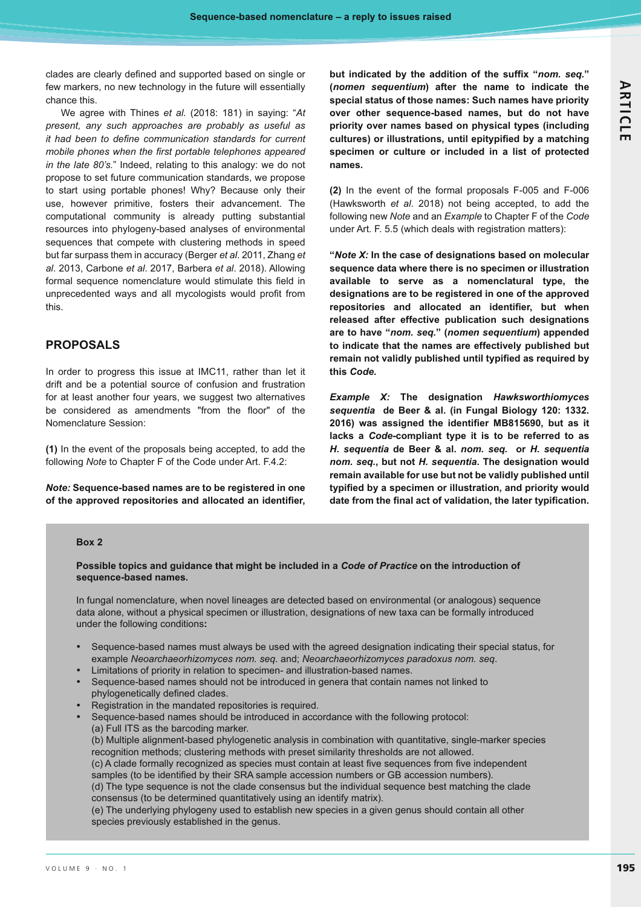clades are clearly defined and supported based on single or few markers, no new technology in the future will essentially chance this.

We agree with Thines *et al.* (2018: 181) in saying: "*At present, any such approaches are probably as useful as it had been to define communication standards for current mobile phones when the first portable telephones appeared in the late 80's.*" Indeed, relating to this analogy: we do not propose to set future communication standards, we propose to start using portable phones! Why? Because only their use, however primitive, fosters their advancement. The computational community is already putting substantial resources into phylogeny-based analyses of environmental sequences that compete with clustering methods in speed but far surpass them in accuracy (Berger *et al*. 2011, Zhang *et al*. 2013, Carbone *et al*. 2017, Barbera *et al*. 2018). Allowing formal sequence nomenclature would stimulate this field in unprecedented ways and all mycologists would profit from this.

## PROPOSALS

In order to progress this issue at IMC11, rather than let it drift and be a potential source of confusion and frustration for at least another four years, we suggest two alternatives be considered as amendments "from the floor" of the Nomenclature Session:

**(1)** In the event of the proposals being accepted, to add the following *Note* to Chapter F of the Code under Art. F.4.2:

***Note:* Sequence-based names are to be registered in one of the approved repositories and allocated an identifier, but indicated by the addition of the suffix "*nom. seq.*" (*nomen sequentium*) after the name to indicate the special status of those names: Such names have priority over other sequence-based names, but do not have priority over names based on physical types (including cultures) or illustrations, until epitypified by a matching specimen or culture or included in a list of protected names.**

**(2)** In the event of the formal proposals F-005 and F-006 (Hawksworth *et al*. 2018) not being accepted, to add the following new *Note* and an *Example* to Chapter F of the *Code* under Art. F. 5.5 (which deals with registration matters):

**"*Note X:* In the case of designations based on molecular sequence data where there is no specimen or illustration available to serve as a nomenclatural type, the designations are to be registered in one of the approved repositories and allocated an identifier, but when released after effective publication such designations are to have "*nom. seq.*" (*nomen sequentium*) appended to indicate that the names are effectively published but remain not validly published until typified as required by this *Code*.**

***Example X:* The designation *Hawksworthiomyces sequentia* de Beer & al. (in Fungal Biology 120: 1332. 2016) was assigned the identifier MB815690, but as it lacks a *Code*-compliant type it is to be referred to as *H. sequentia* de Beer & al. *nom. seq.* or *H. sequentia nom. seq.*, but not *H. sequentia*. The designation would remain available for use but not be validly published until typified by a specimen or illustration, and priority would date from the final act of validation, the later typification.**

**Box 2**

**Possible topics and guidance that might be included in a *Code of Practice* on the introduction of sequence-based names.**

In fungal nomenclature, when novel lineages are detected based on environmental (or analogous) sequence data alone, without a physical specimen or illustration, designations of new taxa can be formally introduced under the following conditions**:**

- Sequence-based names must always be used with the agreed designation indicating their special status, for example *Neoarchaeorhizomyces nom. seq.* and; *Neoarchaeorhizomyces paradoxus nom. seq*.
- Limitations of priority in relation to specimen- and illustration-based names.
- Sequence-based names should not be introduced in genera that contain names not linked to phylogenetically defined clades.
- Registration in the mandated repositories is required.
- Sequence-based names should be introduced in accordance with the following protocol:
  (a) Full ITS as the barcoding marker.
  (b) Multiple alignment-based phylogenetic analysis in combination with quantitative, single-marker species recognition methods; clustering methods with preset similarity thresholds are not allowed.
  (c) A clade formally recognized as species must contain at least five sequences from five independent samples (to be identified by their SRA sample accession numbers or GB accession numbers).
  (d) The type sequence is not the clade consensus but the individual sequence best matching the clade consensus (to be determined quantitatively using an identify matrix).
  (e) The underlying phylogeny used to establish new species in a given genus should contain all other species previously established in the genus.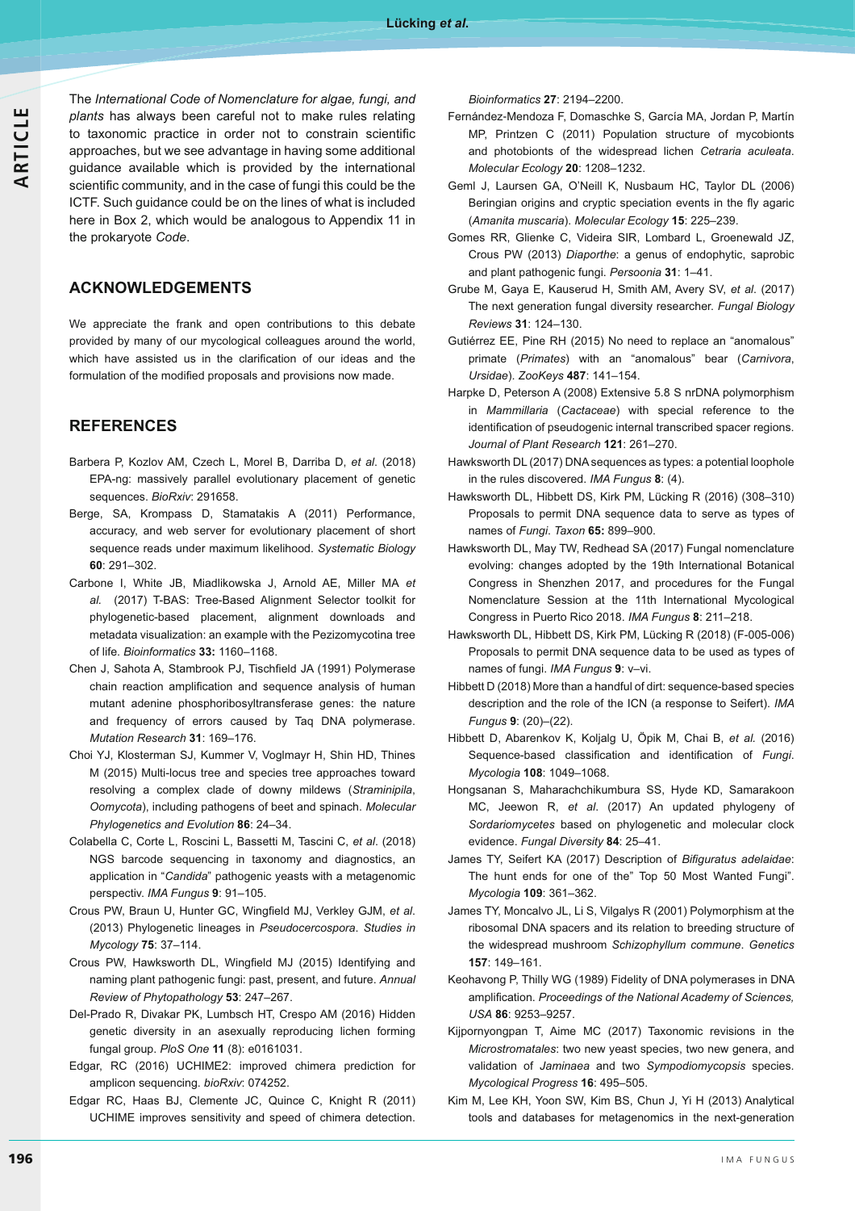The *International Code of Nomenclature for algae, fungi, and plants* has always been careful not to make rules relating to taxonomic practice in order not to constrain scientific approaches, but we see advantage in having some additional guidance available which is provided by the international scientific community, and in the case of fungi this could be the ICTF. Such guidance could be on the lines of what is included here in Box 2, which would be analogous to Appendix 11 in the prokaryote *Code*.

## ACKNOWLEDGEMENTS

We appreciate the frank and open contributions to this debate provided by many of our mycological colleagues around the world, which have assisted us in the clarification of our ideas and the formulation of the modified proposals and provisions now made.

## REFERENCES

Barbera P, Kozlov AM, Czech L, Morel B, Darriba D, *et al.* (2018) EPA-ng: massively parallel evolutionary placement of genetic sequences. *BioRxiv*: 291658.

Berge, SA, Krompass D, Stamatakis A (2011) Performance, accuracy, and web server for evolutionary placement of short sequence reads under maximum likelihood. *Systematic Biology* **60**: 291–302.

Carbone I, White JB, Miadlikowska J, Arnold AE, Miller MA *et al.* (2017) T-BAS: Tree-Based Alignment Selector toolkit for phylogenetic-based placement, alignment downloads and metadata visualization: an example with the Pezizomycotina tree of life. *Bioinformatics* **33:** 1160–1168.

Chen J, Sahota A, Stambrook PJ, Tischfield JA (1991) Polymerase chain reaction amplification and sequence analysis of human mutant adenine phosphoribosyltransferase genes: the nature and frequency of errors caused by Taq DNA polymerase. *Mutation Research* **31**: 169–176.

Choi YJ, Klosterman SJ, Kummer V, Voglmayr H, Shin HD, Thines M (2015) Multi-locus tree and species tree approaches toward resolving a complex clade of downy mildews (*Straminipila*, *Oomycota*), including pathogens of beet and spinach. *Molecular Phylogenetics and Evolution* **86**: 24–34.

Colabella C, Corte L, Roscini L, Bassetti M, Tascini C, *et al*. (2018) NGS barcode sequencing in taxonomy and diagnostics, an application in "*Candida*" pathogenic yeasts with a metagenomic perspectiv. *IMA Fungus* **9**: 91–105.

Crous PW, Braun U, Hunter GC, Wingfield MJ, Verkley GJM, *et al*. (2013) Phylogenetic lineages in *Pseudocercospora*. *Studies in Mycology* **75**: 37–114.

Crous PW, Hawksworth DL, Wingfield MJ (2015) Identifying and naming plant pathogenic fungi: past, present, and future. *Annual Review of Phytopathology* **53**: 247–267.

Del-Prado R, Divakar PK, Lumbsch HT, Crespo AM (2016) Hidden genetic diversity in an asexually reproducing lichen forming fungal group. *PloS One* **11** (8): e0161031.

Edgar, RC (2016) UCHIME2: improved chimera prediction for amplicon sequencing. *bioRxiv*: 074252.

Edgar RC, Haas BJ, Clemente JC, Quince C, Knight R (2011) UCHIME improves sensitivity and speed of chimera detection. *Bioinformatics* **27**: 2194–2200.

Fernández-Mendoza F, Domaschke S, García MA, Jordan P, Martín MP, Printzen C (2011) Population structure of mycobionts and photobionts of the widespread lichen *Cetraria aculeata*. *Molecular Ecology* **20**: 1208–1232.

Geml J, Laursen GA, O'Neill K, Nusbaum HC, Taylor DL (2006) Beringian origins and cryptic speciation events in the fly agaric (*Amanita muscaria*). *Molecular Ecology* **15**: 225–239.

Gomes RR, Glienke C, Videira SIR, Lombard L, Groenewald JZ, Crous PW (2013) *Diaporthe*: a genus of endophytic, saprobic and plant pathogenic fungi. *Persoonia* **31**: 1–41.

Grube M, Gaya E, Kauserud H, Smith AM, Avery SV, *et al*. (2017) The next generation fungal diversity researcher. *Fungal Biology Reviews* **31**: 124–130.

Gutiérrez EE, Pine RH (2015) No need to replace an "anomalous" primate (*Primates*) with an "anomalous" bear (*Carnivora*, *Ursidae*). *ZooKeys* **487**: 141–154.

Harpke D, Peterson A (2008) Extensive 5.8 S nrDNA polymorphism in *Mammillaria* (*Cactaceae*) with special reference to the identification of pseudogenic internal transcribed spacer regions. *Journal of Plant Research* **121**: 261–270.

Hawksworth DL (2017) DNA sequences as types: a potential loophole in the rules discovered. *IMA Fungus* **8**: (4).

Hawksworth DL, Hibbett DS, Kirk PM, Lücking R (2016) (308–310) Proposals to permit DNA sequence data to serve as types of names of *Fungi*. *Taxon* **65:** 899–900.

Hawksworth DL, May TW, Redhead SA (2017) Fungal nomenclature evolving: changes adopted by the 19th International Botanical Congress in Shenzhen 2017, and procedures for the Fungal Nomenclature Session at the 11th International Mycological Congress in Puerto Rico 2018. *IMA Fungus* **8**: 211–218.

Hawksworth DL, Hibbett DS, Kirk PM, Lücking R (2018) (F-005-006) Proposals to permit DNA sequence data to be used as types of names of fungi. *IMA Fungus* **9**: v–vi.

Hibbett D (2018) More than a handful of dirt: sequence-based species description and the role of the ICN (a response to Seifert). *IMA Fungus* **9**: (20)–(22).

Hibbett D, Abarenkov K, Koljalg U, Öpik M, Chai B, *et al.* (2016) Sequence-based classification and identification of *Fungi*. *Mycologia* **108**: 1049–1068.

Hongsanan S, Maharachchikumbura SS, Hyde KD, Samarakoon MC, Jeewon R, *et al*. (2017) An updated phylogeny of *Sordariomycetes* based on phylogenetic and molecular clock evidence. *Fungal Diversity* **84**: 25–41.

James TY, Seifert KA (2017) Description of *Bifiguratus adelaidae*: The hunt ends for one of the" Top 50 Most Wanted Fungi". *Mycologia* **109**: 361–362.

James TY, Moncalvo JL, Li S, Vilgalys R (2001) Polymorphism at the ribosomal DNA spacers and its relation to breeding structure of the widespread mushroom *Schizophyllum commune*. *Genetics* **157**: 149–161.

Keohavong P, Thilly WG (1989) Fidelity of DNA polymerases in DNA amplification. *Proceedings of the National Academy of Sciences, USA* **86**: 9253–9257.

Kijpornyongpan T, Aime MC (2017) Taxonomic revisions in the *Microstromatales*: two new yeast species, two new genera, and validation of *Jaminaea* and two *Sympodiomycopsis* species. *Mycological Progress* **16**: 495–505.

Kim M, Lee KH, Yoon SW, Kim BS, Chun J, Yi H (2013) Analytical tools and databases for metagenomics in the next-generation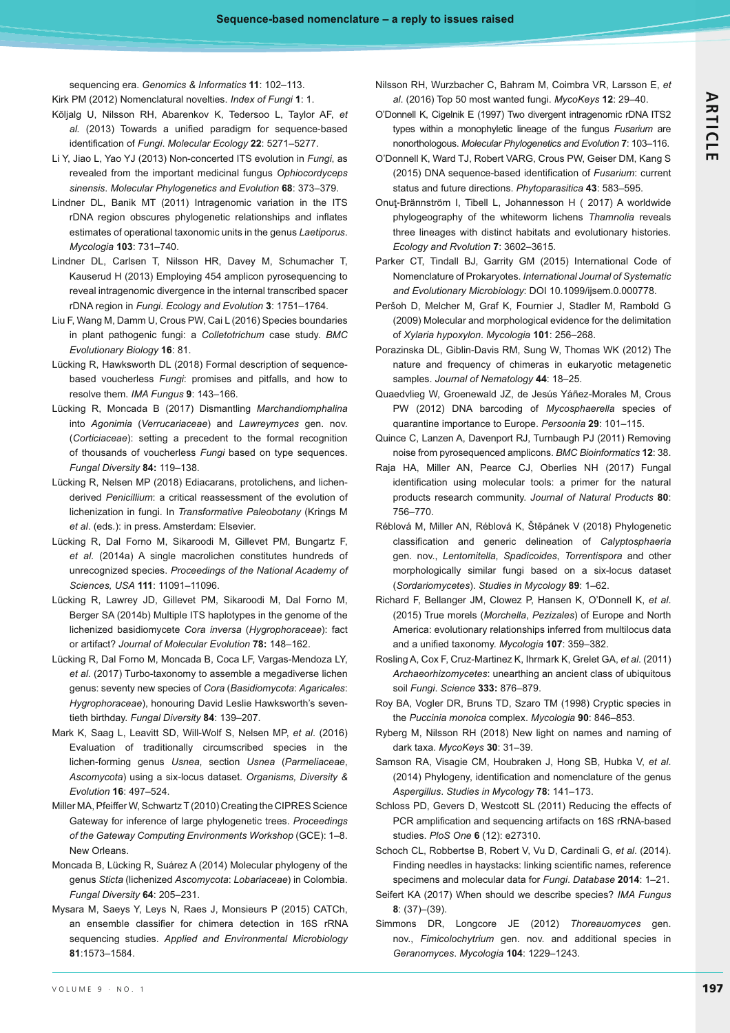sequencing era. *Genomics & Informatics* **11**: 102–113.

Kirk PM (2012) Nomenclatural novelties. *Index of Fungi* **1**: 1.

Kõljalg U, Nilsson RH, Abarenkov K, Tedersoo L, Taylor AF, *et al.* (2013) Towards a unified paradigm for sequence-based identification of *Fungi*. *Molecular Ecology* **22**: 5271–5277.

Li Y, Jiao L, Yao YJ (2013) Non-concerted ITS evolution in *Fungi*, as revealed from the important medicinal fungus *Ophiocordyceps sinensis*. *Molecular Phylogenetics and Evolution* **68**: 373–379.

Lindner DL, Banik MT (2011) Intragenomic variation in the ITS rDNA region obscures phylogenetic relationships and inflates estimates of operational taxonomic units in the genus *Laetiporus*. *Mycologia* **103**: 731–740.

Lindner DL, Carlsen T, Nilsson HR, Davey M, Schumacher T, Kauserud H (2013) Employing 454 amplicon pyrosequencing to reveal intragenomic divergence in the internal transcribed spacer rDNA region in *Fungi*. *Ecology and Evolution* **3**: 1751–1764.

Liu F, Wang M, Damm U, Crous PW, Cai L (2016) Species boundaries in plant pathogenic fungi: a *Colletotrichum* case study. *BMC Evolutionary Biology* **16**: 81.

Lücking R, Hawksworth DL (2018) Formal description of sequence-based voucherless *Fungi*: promises and pitfalls, and how to resolve them. *IMA Fungus* **9**: 143–166.

Lücking R, Moncada B (2017) Dismantling *Marchandiomphalina* into *Agonimia* (*Verrucariaceae*) and *Lawreymyces* gen. nov. (*Corticiaceae*): setting a precedent to the formal recognition of thousands of voucherless *Fungi* based on type sequences. *Fungal Diversity* **84:** 119–138.

Lücking R, Nelsen MP (2018) Ediacarans, protolichens, and lichen-derived *Penicillium*: a critical reassessment of the evolution of lichenization in fungi. In *Transformative Paleobotany* (Krings M *et al*. (eds.): in press. Amsterdam: Elsevier.

Lücking R, Dal Forno M, Sikaroodi M, Gillevet PM, Bungartz F, *et al.* (2014a) A single macrolichen constitutes hundreds of unrecognized species. *Proceedings of the National Academy of Sciences, USA* **111**: 11091–11096.

Lücking R, Lawrey JD, Gillevet PM, Sikaroodi M, Dal Forno M, Berger SA (2014b) Multiple ITS haplotypes in the genome of the lichenized basidiomycete *Cora inversa* (*Hygrophoraceae*): fact or artifact? *Journal of Molecular Evolution* **78:** 148–162.

Lücking R, Dal Forno M, Moncada B, Coca LF, Vargas-Mendoza LY, *et al.* (2017) Turbo-taxonomy to assemble a megadiverse lichen genus: seventy new species of *Cora* (*Basidiomycota*: *Agaricales*: *Hygrophoraceae*), honouring David Leslie Hawksworth's seventieth birthday. *Fungal Diversity* **84**: 139–207.

Mark K, Saag L, Leavitt SD, Will-Wolf S, Nelsen MP, *et al.* (2016) Evaluation of traditionally circumscribed species in the lichen-forming genus *Usnea*, section *Usnea* (*Parmeliaceae*, *Ascomycota*) using a six-locus dataset. *Organisms, Diversity & Evolution* **16**: 497–524.

Miller MA, Pfeiffer W, Schwartz T (2010) Creating the CIPRES Science Gateway for inference of large phylogenetic trees. *Proceedings of the Gateway Computing Environments Workshop* (GCE): 1–8. New Orleans.

Moncada B, Lücking R, Suárez A (2014) Molecular phylogeny of the genus *Sticta* (lichenized *Ascomycota*: *Lobariaceae*) in Colombia. *Fungal Diversity* **64**: 205–231.

Mysara M, Saeys Y, Leys N, Raes J, Monsieurs P (2015) CATCh, an ensemble classifier for chimera detection in 16S rRNA sequencing studies. *Applied and Environmental Microbiology* **81**:1573–1584.

Nilsson RH, Wurzbacher C, Bahram M, Coimbra VR, Larsson E, *et al*. (2016) Top 50 most wanted fungi. *MycoKeys* **12**: 29–40.

O'Donnell K, Cigelnik E (1997) Two divergent intragenomic rDNA ITS2 types within a monophyletic lineage of the fungus *Fusarium* are nonorthologous. *Molecular Phylogenetics and Evolution* **7**: 103–116.

O'Donnell K, Ward TJ, Robert VARG, Crous PW, Geiser DM, Kang S (2015) DNA sequence-based identification of *Fusarium*: current status and future directions. *Phytoparasitica* **43**: 583–595.

Onuţ-Brännström I, Tibell L, Johannesson H ( 2017) A worldwide phylogeography of the whiteworm lichens *Thamnolia* reveals three lineages with distinct habitats and evolutionary histories. *Ecology and Rvolution* **7**: 3602–3615.

Parker CT, Tindall BJ, Garrity GM (2015) International Code of Nomenclature of Prokaryotes. *International Journal of Systematic and Evolutionary Microbiology*: DOI 10.1099/ijsem.0.000778.

Peršoh D, Melcher M, Graf K, Fournier J, Stadler M, Rambold G (2009) Molecular and morphological evidence for the delimitation of *Xylaria hypoxylon*. *Mycologia* **101**: 256–268.

Porazinska DL, Giblin-Davis RM, Sung W, Thomas WK (2012) The nature and frequency of chimeras in eukaryotic metagenetic samples. *Journal of Nematology* **44**: 18–25.

Quaedvlieg W, Groenewald JZ, de Jesús Yáñez-Morales M, Crous PW (2012) DNA barcoding of *Mycosphaerella* species of quarantine importance to Europe. *Persoonia* **29**: 101–115.

Quince C, Lanzen A, Davenport RJ, Turnbaugh PJ (2011) Removing noise from pyrosequenced amplicons. *BMC Bioinformatics* **12**: 38.

Raja HA, Miller AN, Pearce CJ, Oberlies NH (2017) Fungal identification using molecular tools: a primer for the natural products research community. *Journal of Natural Products* **80**: 756–770.

Réblová M, Miller AN, Réblová K, Štěpánek V (2018) Phylogenetic classification and generic delineation of *Calyptosphaeria* gen. nov., *Lentomitella*, *Spadicoides*, *Torrentispora* and other morphologically similar fungi based on a six-locus dataset (*Sordariomycetes*). *Studies in Mycology* **89**: 1–62.

Richard F, Bellanger JM, Clowez P, Hansen K, O'Donnell K, *et al*. (2015) True morels (*Morchella*, *Pezizales*) of Europe and North America: evolutionary relationships inferred from multilocus data and a unified taxonomy. *Mycologia* **107**: 359–382.

Rosling A, Cox F, Cruz-Martinez K, Ihrmark K, Grelet GA, *et al.* (2011) *Archaeorhizomycetes*: unearthing an ancient class of ubiquitous soil *Fungi*. *Science* **333:** 876–879.

Roy BA, Vogler DR, Bruns TD, Szaro TM (1998) Cryptic species in the *Puccinia monoica* complex. *Mycologia* **90**: 846–853.

Ryberg M, Nilsson RH (2018) New light on names and naming of dark taxa. *MycoKeys* **30**: 31–39.

Samson RA, Visagie CM, Houbraken J, Hong SB, Hubka V, *et al*. (2014) Phylogeny, identification and nomenclature of the genus *Aspergillus*. *Studies in Mycology* **78**: 141–173.

Schloss PD, Gevers D, Westcott SL (2011) Reducing the effects of PCR amplification and sequencing artifacts on 16S rRNA-based studies. *PloS One* **6** (12): e27310.

Schoch CL, Robbertse B, Robert V, Vu D, Cardinali G, *et al*. (2014). Finding needles in haystacks: linking scientific names, reference specimens and molecular data for *Fungi*. *Database* **2014**: 1–21.

Seifert KA (2017) When should we describe species? *IMA Fungus* **8**: (37)–(39).

Simmons DR, Longcore JE (2012) *Thoreauomyces* gen. nov., *Fimicolochytrium* gen. nov. and additional species in *Geranomyces*. *Mycologia* **104**: 1229–1243.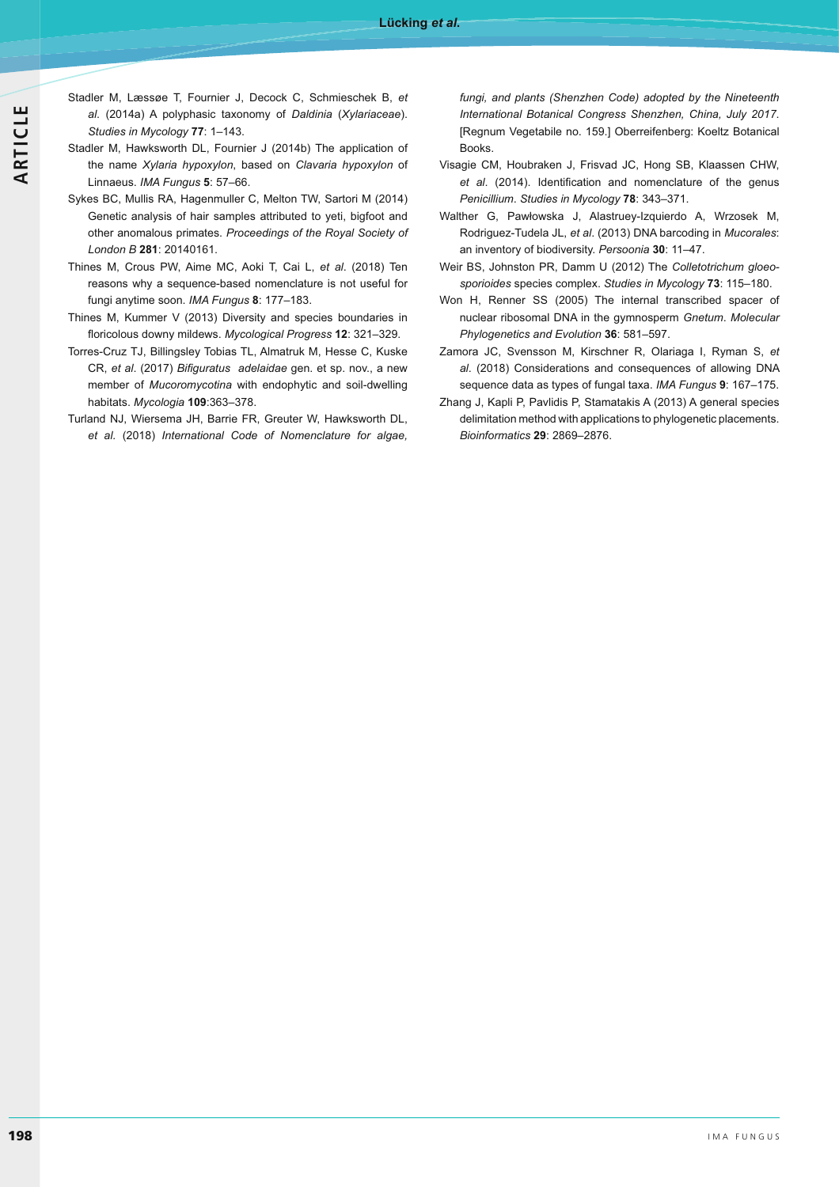Stadler M, Læssøe T, Fournier J, Decock C, Schmieschek B, *et al*. (2014a) A polyphasic taxonomy of *Daldinia* (*Xylariaceae*). *Studies in Mycology* **77**: 1–143.

Stadler M, Hawksworth DL, Fournier J (2014b) The application of the name *Xylaria hypoxylon*, based on *Clavaria hypoxylon* of Linnaeus. *IMA Fungus* **5**: 57–66.

Sykes BC, Mullis RA, Hagenmuller C, Melton TW, Sartori M (2014) Genetic analysis of hair samples attributed to yeti, bigfoot and other anomalous primates. *Proceedings of the Royal Society of London B* **281**: 20140161.

Thines M, Crous PW, Aime MC, Aoki T, Cai L, *et al*. (2018) Ten reasons why a sequence-based nomenclature is not useful for fungi anytime soon. *IMA Fungus* **8**: 177–183.

Thines M, Kummer V (2013) Diversity and species boundaries in floricolous downy mildews. *Mycological Progress* **12**: 321–329.

Torres-Cruz TJ, Billingsley Tobias TL, Almatruk M, Hesse C, Kuske CR, *et al*. (2017) *Bifiguratus adelaidae* gen. et sp. nov., a new member of *Mucoromycotina* with endophytic and soil-dwelling habitats. *Mycologia* **109**:363–378.

Turland NJ, Wiersema JH, Barrie FR, Greuter W, Hawksworth DL, *et al.* (2018) *International Code of Nomenclature for algae, fungi, and plants (Shenzhen Code) adopted by the Nineteenth International Botanical Congress Shenzhen, China, July 2017*. [Regnum Vegetabile no. 159.] Oberreifenberg: Koeltz Botanical Books.

Visagie CM, Houbraken J, Frisvad JC, Hong SB, Klaassen CHW, *et al*. (2014). Identification and nomenclature of the genus *Penicillium*. *Studies in Mycology* **78**: 343–371.

Walther G, Pawłowska J, Alastruey-Izquierdo A, Wrzosek M, Rodriguez-Tudela JL, *et al*. (2013) DNA barcoding in *Mucorales*: an inventory of biodiversity. *Persoonia* **30**: 11–47.

Weir BS, Johnston PR, Damm U (2012) The *Colletotrichum gloeosporioides* species complex. *Studies in Mycology* **73**: 115–180.

Won H, Renner SS (2005) The internal transcribed spacer of nuclear ribosomal DNA in the gymnosperm *Gnetum*. *Molecular Phylogenetics and Evolution* **36**: 581–597.

Zamora JC, Svensson M, Kirschner R, Olariaga I, Ryman S, *et al*. (2018) Considerations and consequences of allowing DNA sequence data as types of fungal taxa. *IMA Fungus* **9**: 167–175.

Zhang J, Kapli P, Pavlidis P, Stamatakis A (2013) A general species delimitation method with applications to phylogenetic placements. *Bioinformatics* **29**: 2869–2876.